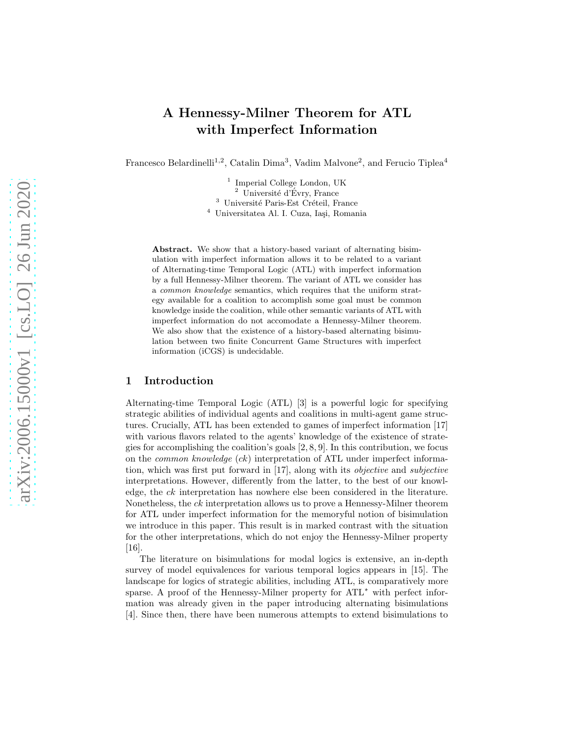# A Hennessy-Milner Theorem for ATL with Imperfect Information

Francesco Belardinelli[1,2], Catalin Dima[3], Vadim Malvone[2], and Ferucio Tiplea[4]

[1] Imperial College London, UK
[2] Université d'Évry, France
[3] Université Paris-Est Créteil, France
[4] Universitatea Al. I. Cuza, Iaşi, Romania

**Abstract.** We show that a history-based variant of alternating bisimulation with imperfect information allows it to be related to a variant of Alternating-time Temporal Logic (ATL) with imperfect information by a full Hennessy-Milner theorem. The variant of ATL we consider has a *common knowledge* semantics, which requires that the uniform strategy available for a coalition to accomplish some goal must be common knowledge inside the coalition, while other semantic variants of ATL with imperfect information do not accomodate a Hennessy-Milner theorem. We also show that the existence of a history-based alternating bisimulation between two finite Concurrent Game Structures with imperfect information (iCGS) is undecidable.

## 1 Introduction

Alternating-time Temporal Logic (ATL) [3] is a powerful logic for specifying strategic abilities of individual agents and coalitions in multi-agent game structures. Crucially, ATL has been extended to games of imperfect information [17] with various flavors related to the agents' knowledge of the existence of strategies for accomplishing the coalition's goals [2, 8, 9]. In this contribution, we focus on the *common knowledge* (*ck*) interpretation of ATL under imperfect information, which was first put forward in [17], along with its *objective* and *subjective* interpretations. However, differently from the latter, to the best of our knowledge, the *ck* interpretation has nowhere else been considered in the literature. Nonetheless, the *ck* interpretation allows us to prove a Hennessy-Milner theorem for ATL under imperfect information for the memoryful notion of bisimulation we introduce in this paper. This result is in marked contrast with the situation for the other interpretations, which do not enjoy the Hennessy-Milner property [16].

The literature on bisimulations for modal logics is extensive, an in-depth survey of model equivalences for various temporal logics appears in [15]. The landscape for logics of strategic abilities, including ATL, is comparatively more sparse. A proof of the Hennessy-Milner property for ATL$^*$ with perfect information was already given in the paper introducing alternating bisimulations [4]. Since then, there have been numerous attempts to extend bisimulations to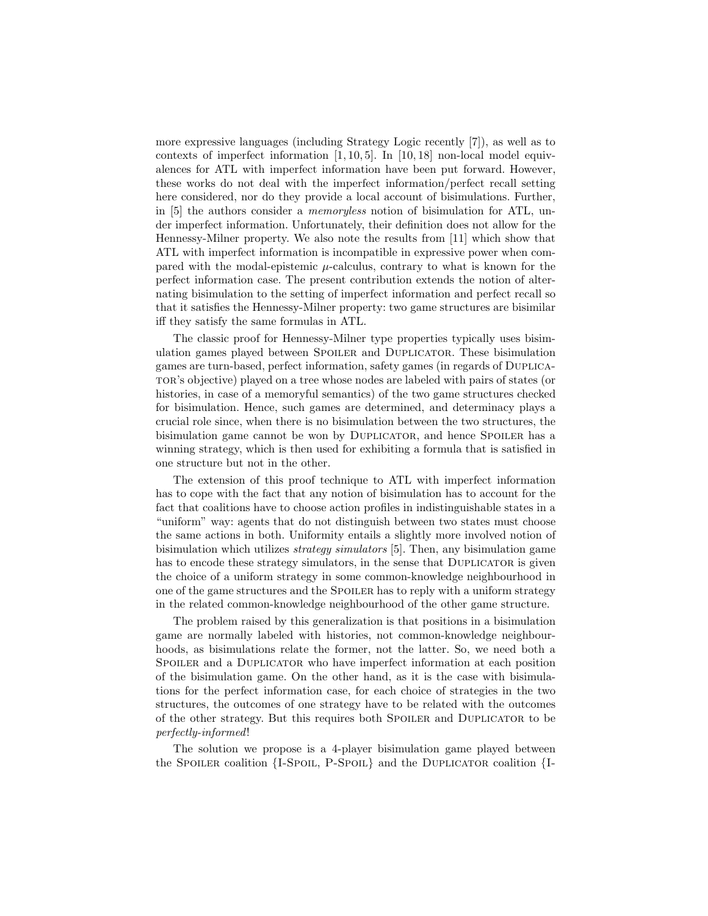more expressive languages (including Strategy Logic recently [7]), as well as to contexts of imperfect information [1, 10, 5]. In [10, 18] non-local model equivalences for ATL with imperfect information have been put forward. However, these works do not deal with the imperfect information/perfect recall setting here considered, nor do they provide a local account of bisimulations. Further, in [5] the authors consider a *memoryless* notion of bisimulation for ATL, under imperfect information. Unfortunately, their definition does not allow for the Hennessy-Milner property. We also note the results from [11] which show that ATL with imperfect information is incompatible in expressive power when compared with the modal-epistemic $\mu$-calculus, contrary to what is known for the perfect information case. The present contribution extends the notion of alternating bisimulation to the setting of imperfect information and perfect recall so that it satisfies the Hennessy-Milner property: two game structures are bisimilar iff they satisfy the same formulas in ATL.

The classic proof for Hennessy-Milner type properties typically uses bisimulation games played between Spoiler and Duplicator. These bisimulation games are turn-based, perfect information, safety games (in regards of Duplicator's objective) played on a tree whose nodes are labeled with pairs of states (or histories, in case of a memoryful semantics) of the two game structures checked for bisimulation. Hence, such games are determined, and determinacy plays a crucial role since, when there is no bisimulation between the two structures, the bisimulation game cannot be won by Duplicator, and hence Spoiler has a winning strategy, which is then used for exhibiting a formula that is satisfied in one structure but not in the other.

The extension of this proof technique to ATL with imperfect information has to cope with the fact that any notion of bisimulation has to account for the fact that coalitions have to choose action profiles in indistinguishable states in a "uniform" way: agents that do not distinguish between two states must choose the same actions in both. Uniformity entails a slightly more involved notion of bisimulation which utilizes *strategy simulators* [5]. Then, any bisimulation game has to encode these strategy simulators, in the sense that Duplicator is given the choice of a uniform strategy in some common-knowledge neighbourhood in one of the game structures and the Spoiler has to reply with a uniform strategy in the related common-knowledge neighbourhood of the other game structure.

The problem raised by this generalization is that positions in a bisimulation game are normally labeled with histories, not common-knowledge neighbourhoods, as bisimulations relate the former, not the latter. So, we need both a Spoiler and a Duplicator who have imperfect information at each position of the bisimulation game. On the other hand, as it is the case with bisimulations for the perfect information case, for each choice of strategies in the two structures, the outcomes of one strategy have to be related with the outcomes of the other strategy. But this requires both Spoiler and Duplicator to be *perfectly-informed*!

The solution we propose is a 4-player bisimulation game played between the Spoiler coalition {I-Spoil, P-Spoil} and the Duplicator coalition {I-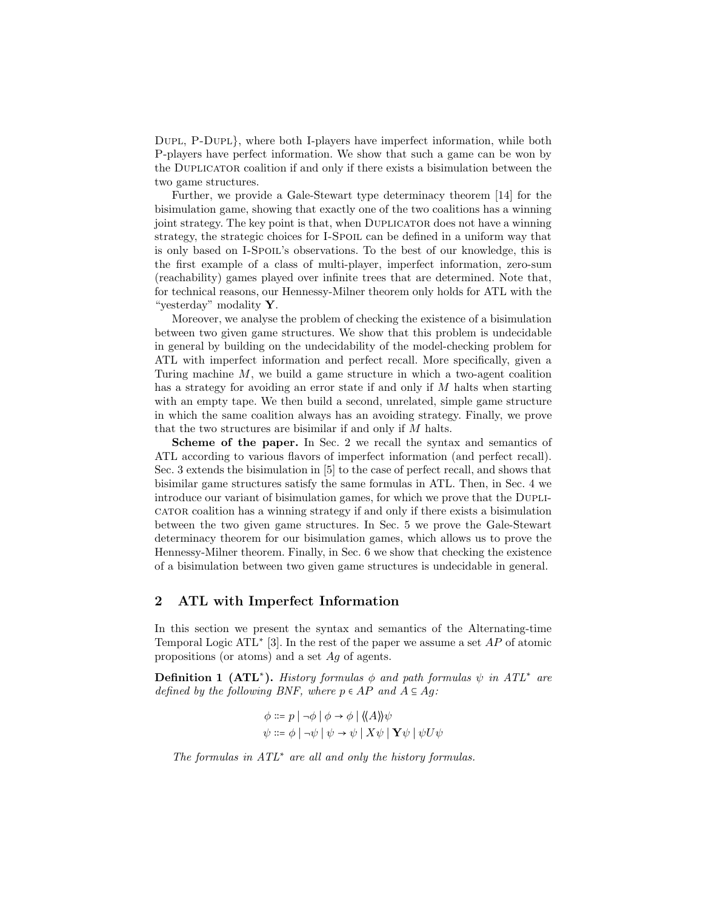Dupl, P-Dupl}, where both I-players have imperfect information, while both P-players have perfect information. We show that such a game can be won by the Duplicator coalition if and only if there exists a bisimulation between the two game structures.

Further, we provide a Gale-Stewart type determinacy theorem [14] for the bisimulation game, showing that exactly one of the two coalitions has a winning joint strategy. The key point is that, when Duplicator does not have a winning strategy, the strategic choices for I-Spoil can be defined in a uniform way that is only based on I-Spoil's observations. To the best of our knowledge, this is the first example of a class of multi-player, imperfect information, zero-sum (reachability) games played over infinite trees that are determined. Note that, for technical reasons, our Hennessy-Milner theorem only holds for ATL with the "yesterday" modality $\mathbf{Y}$.

Moreover, we analyse the problem of checking the existence of a bisimulation between two given game structures. We show that this problem is undecidable in general by building on the undecidability of the model-checking problem for ATL with imperfect information and perfect recall. More specifically, given a Turing machine $M$, we build a game structure in which a two-agent coalition has a strategy for avoiding an error state if and only if $M$ halts when starting with an empty tape. We then build a second, unrelated, simple game structure in which the same coalition always has an avoiding strategy. Finally, we prove that the two structures are bisimilar if and only if $M$ halts.

**Scheme of the paper.** In Sec. 2 we recall the syntax and semantics of ATL according to various flavors of imperfect information (and perfect recall). Sec. 3 extends the bisimulation in [5] to the case of perfect recall, and shows that bisimilar game structures satisfy the same formulas in ATL. Then, in Sec. 4 we introduce our variant of bisimulation games, for which we prove that the Duplicator coalition has a winning strategy if and only if there exists a bisimulation between the two given game structures. In Sec. 5 we prove the Gale-Stewart determinacy theorem for our bisimulation games, which allows us to prove the Hennessy-Milner theorem. Finally, in Sec. 6 we show that checking the existence of a bisimulation between two given game structures is undecidable in general.

## 2 ATL with Imperfect Information

In this section we present the syntax and semantics of the Alternating-time Temporal Logic ATL* [3]. In the rest of the paper we assume a set $AP$ of atomic propositions (or atoms) and a set $Ag$ of agents.

**Definition 1 (ATL*).** *History formulas $\phi$ and path formulas $\psi$ in ATL* are defined by the following BNF, where $p \in AP$ and $A \subseteq Ag$:*

$$\phi ::= p \mid \neg\phi \mid \phi \to \phi \mid \langle\langle A \rangle\rangle \psi$$
$$\psi ::= \phi \mid \neg\psi \mid \psi \to \psi \mid X\psi \mid \mathbf{Y}\psi \mid \psi U \psi$$

*The formulas in ATL* are all and only the history formulas.*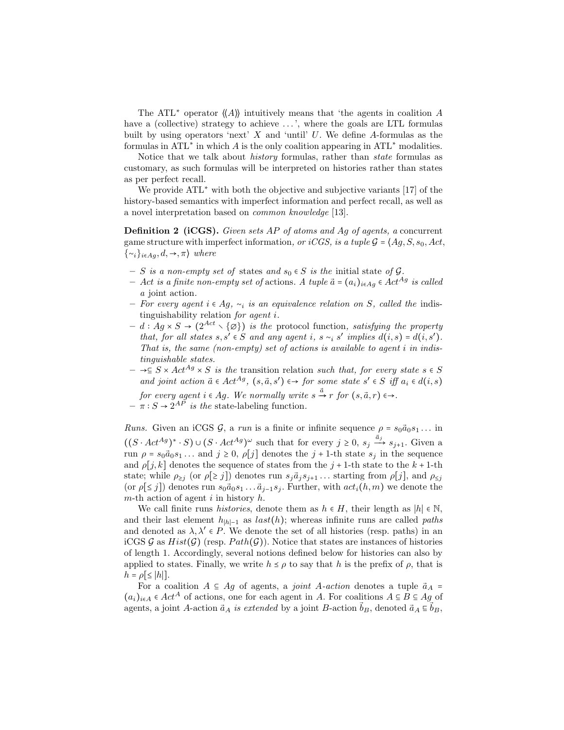The ATL* operator $\langle\!\langle A \rangle\!\rangle$ intuitively means that 'the agents in coalition $A$ have a (collective) strategy to achieve ...', where the goals are LTL formulas built by using operators 'next' $X$ and 'until' $U$. We define $A$-formulas as the formulas in ATL* in which $A$ is the only coalition appearing in ATL* modalities.

Notice that we talk about *history* formulas, rather than *state* formulas as customary, as such formulas will be interpreted on histories rather than states as per perfect recall.

We provide ATL* with both the objective and subjective variants [17] of the history-based semantics with imperfect information and perfect recall, as well as a novel interpretation based on *common knowledge* [13].

**Definition 2 (iCGS).** *Given sets $AP$ of atoms and $Ag$ of agents, a* concurrent game structure with imperfect information*, or iCGS, is a tuple $\mathcal{G} = \langle Ag, S, s_0, Act, \{\sim_i\}_{i \in Ag}, d, \rightarrow, \pi \rangle$ where*

- *$S$ is a non-empty set of* states *and $s_0 \in S$ is the* initial state *of $\mathcal{G}$.*
- *$Act$ is a finite non-empty set of* actions*. A tuple $\vec{a} = (a_i)_{i \in Ag} \in Act^{Ag}$ is called a* joint action.
- *For every agent $i \in Ag$, $\sim_i$ is an equivalence relation on $S$, called the* indistinguishability relation *for agent $i$.*
- *$d : Ag \times S \rightarrow (2^{Act} \setminus \{\emptyset\})$ is the* protocol function*, satisfying the property that, for all states $s, s' \in S$ and any agent $i$, $s \sim_i s'$ implies $d(i,s) = d(i,s')$. That is, the same (non-empty) set of actions is available to agent $i$ in indistinguishable states.*
- *$\rightarrow \subseteq S \times Act^{Ag} \times S$ is the* transition relation *such that, for every state $s \in S$ and joint action $\vec{a} \in Act^{Ag}$, $(s, \vec{a}, s') \in \rightarrow$ for some state $s' \in S$ iff $a_i \in d(i,s)$ for every agent $i \in Ag$. We normally write $s \xrightarrow{\vec{a}} r$ for $(s, \vec{a}, r) \in \rightarrow$.*
- *$\pi : S \rightarrow 2^{AP}$ is the* state-labeling function.

*Runs.* Given an iCGS $\mathcal{G}$, a *run* is a finite or infinite sequence $\rho = s_0 \vec{a}_0 s_1 \ldots$ in $((S \cdot Act^{Ag})^* \cdot S) \cup (S \cdot Act^{Ag})^\omega$ such that for every $j \geq 0$, $s_j \xrightarrow{\vec{a}_j} s_{j+1}$. Given a run $\rho = s_0 \vec{a}_0 s_1 \ldots$ and $j \geq 0$, $\rho[j]$ denotes the $j+1$-th state $s_j$ in the sequence and $\rho[j,k]$ denotes the sequence of states from the $j+1$-th state to the $k+1$-th state; while $\rho_{\geq j}$ (or $\rho[\geq j]$) denotes run $s_j \vec{a}_j s_{j+1} \ldots$ starting from $\rho[j]$, and $\rho_{\leq j}$ (or $\rho[\leq j]$) denotes run $s_0 \vec{a}_0 s_1 \ldots \vec{a}_{j-1} s_j$. Further, with $act_i(h,m)$ we denote the $m$-th action of agent $i$ in history $h$.

We call finite runs *histories*, denote them as $h \in H$, their length as $|h| \in \mathbb{N}$, and their last element $h_{|h|-1}$ as $last(h)$; whereas infinite runs are called *paths* and denoted as $\lambda, \lambda' \in P$. We denote the set of all histories (resp. paths) in an iCGS $\mathcal{G}$ as $Hist(\mathcal{G})$ (resp. $Path(\mathcal{G})$). Notice that states are instances of histories of length 1. Accordingly, several notions defined below for histories can also by applied to states. Finally, we write $h \leq \rho$ to say that $h$ is the prefix of $\rho$, that is $h = \rho[\leq |h|]$.

For a coalition $A \subseteq Ag$ of agents, a *joint $A$-action* denotes a tuple $\vec{a}_A = (a_i)_{i \in A} \in Act^A$ of actions, one for each agent in $A$. For coalitions $A \subseteq B \subseteq Ag$ of agents, a joint $A$-action $\vec{a}_A$ *is extended* by a joint $B$-action $\vec{b}_B$, denoted $\vec{a}_A \sqsubseteq \vec{b}_B$,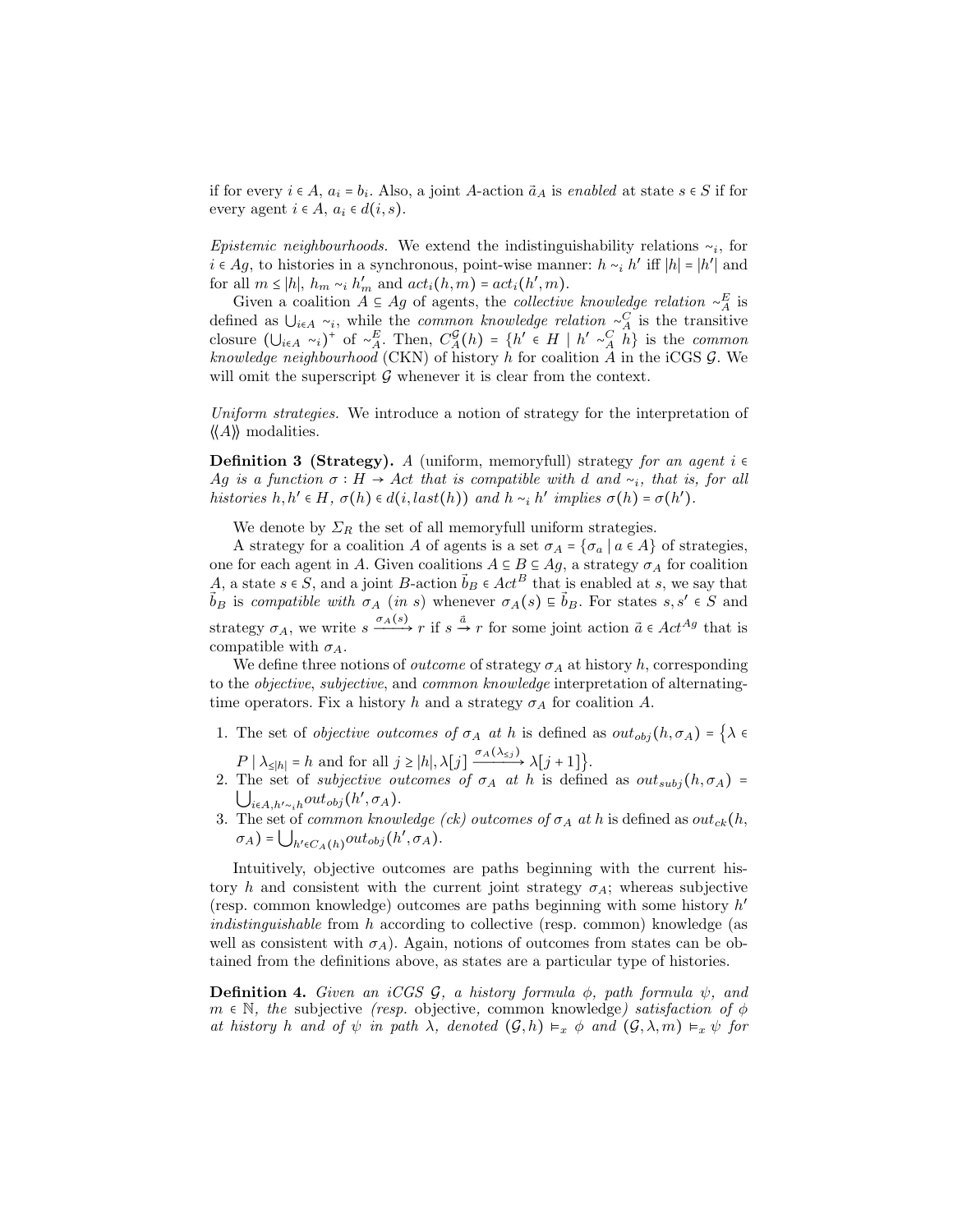if for every $i \in A$, $a_i = b_i$. Also, a joint $A$-action $\vec{a}_A$ is *enabled* at state $s \in S$ if for every agent $i \in A$, $a_i \in d(i, s)$.

*Epistemic neighbourhoods.* We extend the indistinguishability relations $\sim_i$, for $i \in Ag$, to histories in a synchronous, point-wise manner: $h \sim_i h'$ iff $|h| = |h'|$ and for all $m \leq |h|$, $h_m \sim_i h'_m$ and $act_i(h, m) = act_i(h', m)$.

Given a coalition $A \subseteq Ag$ of agents, the *collective knowledge relation* $\sim_A^E$ is defined as $\bigcup_{i \in A} \sim_i$, while the *common knowledge relation* $\sim_A^C$ is the transitive closure $(\bigcup_{i \in A} \sim_i)^+$ of $\sim_A^E$. Then, $C_A^{\mathcal{G}}(h) = \{h' \in H \mid h' \sim_A^C h\}$ is the *common knowledge neighbourhood* (CKN) of history $h$ for coalition $A$ in the iCGS $\mathcal{G}$. We will omit the superscript $\mathcal{G}$ whenever it is clear from the context.

*Uniform strategies.* We introduce a notion of strategy for the interpretation of $\langle\langle A \rangle\rangle$ modalities.

**Definition 3 (Strategy).** *A (uniform, memoryfull) strategy for an agent $i \in Ag$ is a function $\sigma : H \to Act$ that is compatible with $d$ and $\sim_i$, that is, for all histories $h, h' \in H$, $\sigma(h) \in d(i, last(h))$ and $h \sim_i h'$ implies $\sigma(h) = \sigma(h')$.*

We denote by $\Sigma_R$ the set of all memoryfull uniform strategies.

A strategy for a coalition $A$ of agents is a set $\sigma_A = \{\sigma_a \mid a \in A\}$ of strategies, one for each agent in $A$. Given coalitions $A \subseteq B \subseteq Ag$, a strategy $\sigma_A$ for coalition $A$, a state $s \in S$, and a joint $B$-action $\vec{b}_B \in Act^B$ that is enabled at $s$, we say that $\vec{b}_B$ is *compatible with* $\sigma_A$ *(in* $s$*)* whenever $\sigma_A(s) \sqsubseteq \vec{b}_B$. For states $s, s' \in S$ and strategy $\sigma_A$, we write $s \xrightarrow{\sigma_A(s)} r$ if $s \xrightarrow{\vec{a}} r$ for some joint action $\vec{a} \in Act^{Ag}$ that is compatible with $\sigma_A$.

We define three notions of *outcome* of strategy $\sigma_A$ at history $h$, corresponding to the *objective*, *subjective*, and *common knowledge* interpretation of alternating-time operators. Fix a history $h$ and a strategy $\sigma_A$ for coalition $A$.

1. The set of *objective outcomes of* $\sigma_A$ *at* $h$ is defined as $out_{obj}(h, \sigma_A) = \{\lambda \in P \mid \lambda_{\leq |h|} = h \text{ and for all } j \geq |h|, \lambda[j] \xrightarrow{\sigma_A(\lambda_{\leq j})} \lambda[j+1]\}$.
2. The set of *subjective outcomes of* $\sigma_A$ *at* $h$ is defined as $out_{subj}(h, \sigma_A) = \bigcup_{i \in A, h' \sim_i h} out_{obj}(h', \sigma_A)$.
3. The set of *common knowledge (ck) outcomes of* $\sigma_A$ *at* $h$ is defined as $out_{ck}(h, \sigma_A) = \bigcup_{h' \in C_A(h)} out_{obj}(h', \sigma_A)$.

Intuitively, objective outcomes are paths beginning with the current history $h$ and consistent with the current joint strategy $\sigma_A$; whereas subjective (resp. common knowledge) outcomes are paths beginning with some history $h'$ *indistinguishable* from $h$ according to collective (resp. common) knowledge (as well as consistent with $\sigma_A$). Again, notions of outcomes from states can be obtained from the definitions above, as states are a particular type of histories.

**Definition 4.** *Given an iCGS $\mathcal{G}$, a history formula $\phi$, path formula $\psi$, and $m \in \mathbb{N}$, the* subjective *(resp.* objective*,* common knowledge*) satisfaction of $\phi$ at history $h$ and of $\psi$ in path $\lambda$, denoted $(\mathcal{G}, h) \models_x \phi$ and $(\mathcal{G}, \lambda, m) \models_x \psi$ for*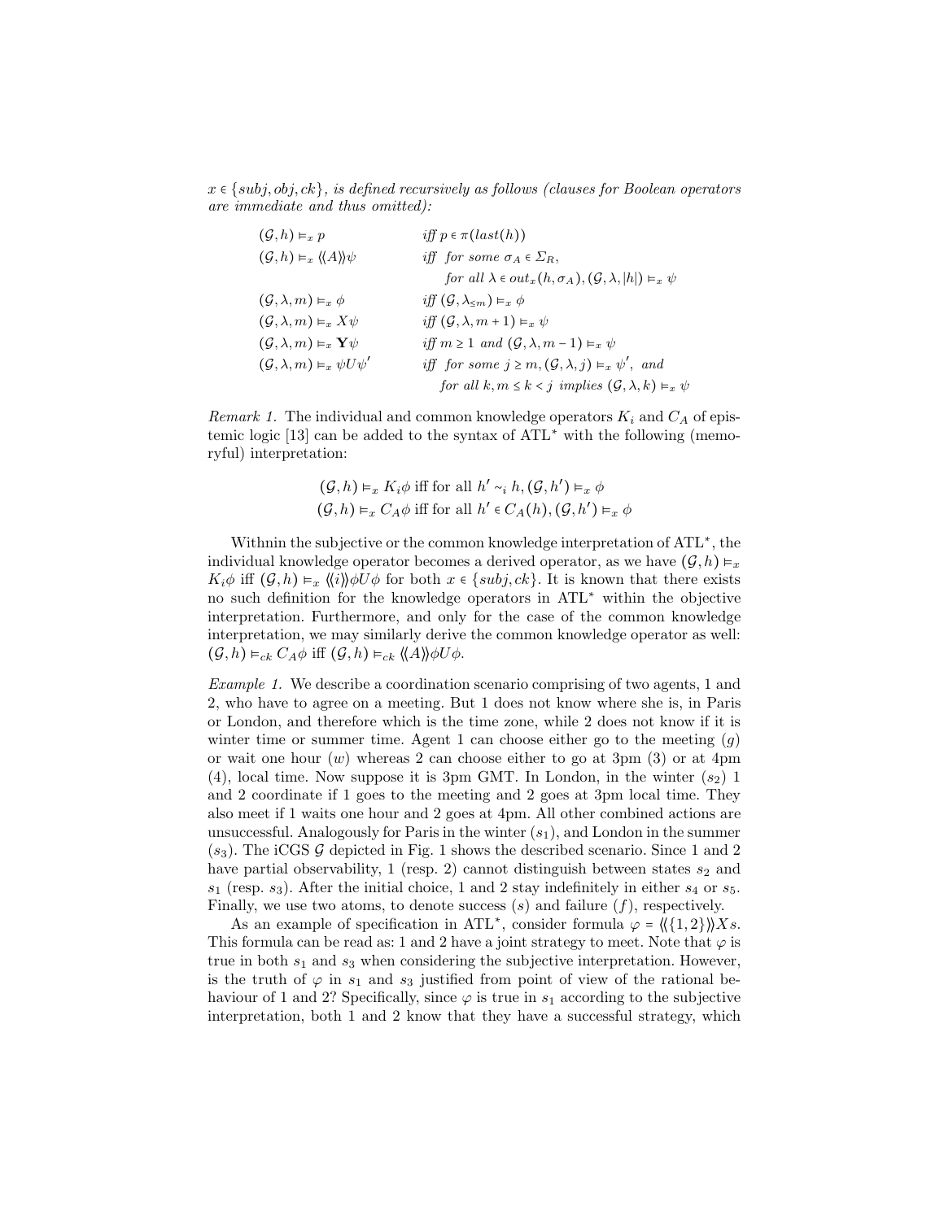$x \in \{subj, obj, ck\}$, *is defined recursively as follows (clauses for Boolean operators are immediate and thus omitted):*

$$
\begin{array}{ll}
(\mathcal{G}, h) \models_x p & \textit{iff } p \in \pi(last(h)) \\
(\mathcal{G}, h) \models_x \langle\!\langle A \rangle\!\rangle \psi & \textit{iff for some } \sigma_A \in \Sigma_R, \\
& \quad \textit{for all } \lambda \in out_x(h, \sigma_A), (\mathcal{G}, \lambda, |h|) \models_x \psi \\
(\mathcal{G}, \lambda, m) \models_x \phi & \textit{iff } (\mathcal{G}, \lambda_{\leq m}) \models_x \phi \\
(\mathcal{G}, \lambda, m) \models_x X\psi & \textit{iff } (\mathcal{G}, \lambda, m+1) \models_x \psi \\
(\mathcal{G}, \lambda, m) \models_x \mathbf{Y}\psi & \textit{iff } m \geq 1 \textit{ and } (\mathcal{G}, \lambda, m-1) \models_x \psi \\
(\mathcal{G}, \lambda, m) \models_x \psi U \psi' & \textit{iff for some } j \geq m, (\mathcal{G}, \lambda, j) \models_x \psi', \textit{ and} \\
& \quad \textit{for all } k, m \leq k < j \textit{ implies } (\mathcal{G}, \lambda, k) \models_x \psi
\end{array}
$$

*Remark 1.* The individual and common knowledge operators $K_i$ and $C_A$ of epistemic logic [13] can be added to the syntax of ATL$^*$ with the following (memoryful) interpretation:

$$
(\mathcal{G}, h) \models_x K_i\phi \text{ iff for all } h' \sim_i h, (\mathcal{G}, h') \models_x \phi
$$
$$
(\mathcal{G}, h) \models_x C_A\phi \text{ iff for all } h' \in C_A(h), (\mathcal{G}, h') \models_x \phi
$$

Withnin the subjective or the common knowledge interpretation of ATL$^*$, the individual knowledge operator becomes a derived operator, as we have $(\mathcal{G}, h) \models_x K_i\phi$ iff $(\mathcal{G}, h) \models_x \langle\!\langle i \rangle\!\rangle \phi U \phi$ for both $x \in \{subj, ck\}$. It is known that there exists no such definition for the knowledge operators in ATL$^*$ within the objective interpretation. Furthermore, and only for the case of the common knowledge interpretation, we may similarly derive the common knowledge operator as well: $(\mathcal{G}, h) \models_{ck} C_A\phi$ iff $(\mathcal{G}, h) \models_{ck} \langle\!\langle A \rangle\!\rangle \phi U \phi$.

*Example 1.* We describe a coordination scenario comprising of two agents, 1 and 2, who have to agree on a meeting. But 1 does not know where she is, in Paris or London, and therefore which is the time zone, while 2 does not know if it is winter time or summer time. Agent 1 can choose either go to the meeting ($g$) or wait one hour ($w$) whereas 2 can choose either to go at 3pm (3) or at 4pm (4), local time. Now suppose it is 3pm GMT. In London, in the winter ($s_2$) 1 and 2 coordinate if 1 goes to the meeting and 2 goes at 3pm local time. They also meet if 1 waits one hour and 2 goes at 4pm. All other combined actions are unsuccessful. Analogously for Paris in the winter ($s_1$), and London in the summer ($s_3$). The iCGS $\mathcal{G}$ depicted in Fig. 1 shows the described scenario. Since 1 and 2 have partial observability, 1 (resp. 2) cannot distinguish between states $s_2$ and $s_1$ (resp. $s_3$). After the initial choice, 1 and 2 stay indefinitely in either $s_4$ or $s_5$. Finally, we use two atoms, to denote success ($s$) and failure ($f$), respectively.

As an example of specification in ATL$^*$, consider formula $\varphi = \langle\!\langle \{1,2\} \rangle\!\rangle Xs$. This formula can be read as: 1 and 2 have a joint strategy to meet. Note that $\varphi$ is true in both $s_1$ and $s_3$ when considering the subjective interpretation. However, is the truth of $\varphi$ in $s_1$ and $s_3$ justified from point of view of the rational behaviour of 1 and 2? Specifically, since $\varphi$ is true in $s_1$ according to the subjective interpretation, both 1 and 2 know that they have a successful strategy, which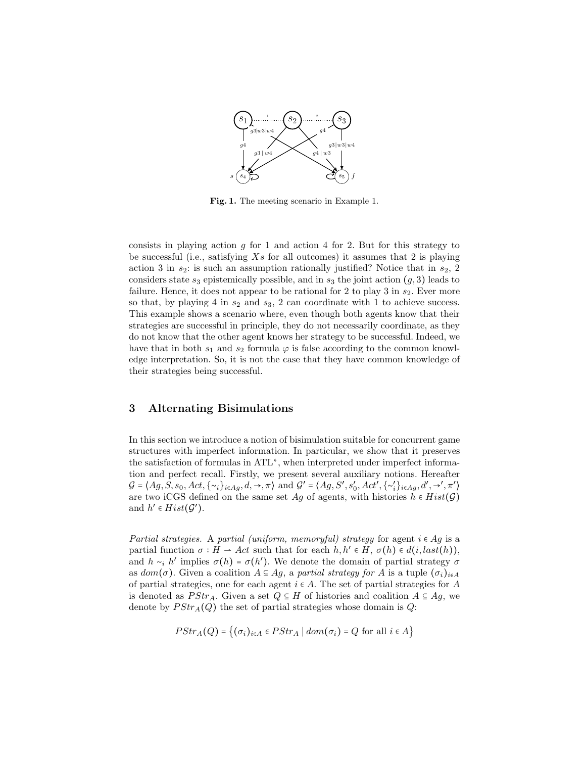**Fig. 1.** The meeting scenario in Example 1.

consists in playing action $g$ for 1 and action 4 for 2. But for this strategy to be successful (i.e., satisfying $Xs$ for all outcomes) it assumes that 2 is playing action 3 in $s_2$: is such an assumption rationally justified? Notice that in $s_2$, 2 considers state $s_3$ epistemically possible, and in $s_3$ the joint action $(g, 3)$ leads to failure. Hence, it does not appear to be rational for 2 to play 3 in $s_2$. Ever more so that, by playing 4 in $s_2$ and $s_3$, 2 can coordinate with 1 to achieve success. This example shows a scenario where, even though both agents know that their strategies are successful in principle, they do not necessarily coordinate, as they do not know that the other agent knows her strategy to be successful. Indeed, we have that in both $s_1$ and $s_2$ formula $\varphi$ is false according to the common knowledge interpretation. So, it is not the case that they have common knowledge of their strategies being successful.

## 3 Alternating Bisimulations

In this section we introduce a notion of bisimulation suitable for concurrent game structures with imperfect information. In particular, we show that it preserves the satisfaction of formulas in ATL$^*$, when interpreted under imperfect information and perfect recall. Firstly, we present several auxiliary notions. Hereafter $\mathcal{G} = \langle Ag, S, s_0, Act, \{\sim_i\}_{i \in Ag}, d, \rightarrow, \pi \rangle$ and $\mathcal{G}' = \langle Ag, S', s_0', Act', \{\sim_i'\}_{i \in Ag}, d', \rightarrow', \pi' \rangle$ are two iCGS defined on the same set $Ag$ of agents, with histories $h \in Hist(\mathcal{G})$ and $h' \in Hist(\mathcal{G}')$.

*Partial strategies.* A *partial (uniform, memoryful) strategy* for agent $i \in Ag$ is a partial function $\sigma : H \rightharpoonup Act$ such that for each $h, h' \in H$, $\sigma(h) \in d(i, last(h))$, and $h \sim_i h'$ implies $\sigma(h) = \sigma(h')$. We denote the domain of partial strategy $\sigma$ as $dom(\sigma)$. Given a coalition $A \subseteq Ag$, a *partial strategy for $A$* is a tuple $(\sigma_i)_{i \in A}$ of partial strategies, one for each agent $i \in A$. The set of partial strategies for $A$ is denoted as $PStr_A$. Given a set $Q \subseteq H$ of histories and coalition $A \subseteq Ag$, we denote by $PStr_A(Q)$ the set of partial strategies whose domain is $Q$:

$$PStr_A(Q) = \{(\sigma_i)_{i \in A} \in PStr_A \mid dom(\sigma_i) = Q \text{ for all } i \in A\}$$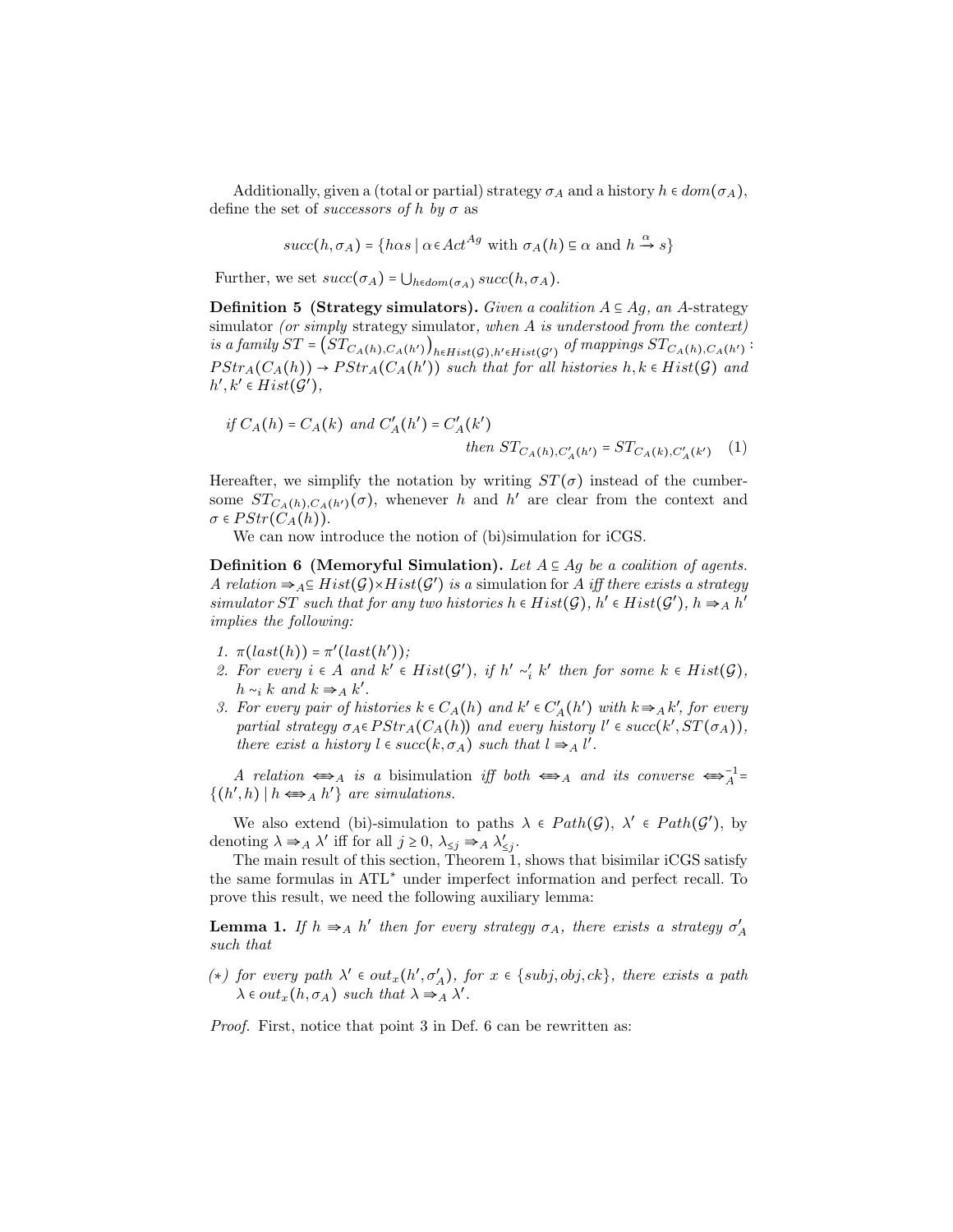Additionally, given a (total or partial) strategy $\sigma_A$ and a history $h \in dom(\sigma_A)$, define the set of *successors of* $h$ *by* $\sigma$ as

$$succ(h, \sigma_A) = \{h\alpha s \mid \alpha \in Act^{Ag} \text{ with } \sigma_A(h) \sqsubseteq \alpha \text{ and } h \xrightarrow{\alpha} s\}$$

Further, we set $succ(\sigma_A) = \bigcup_{h \in dom(\sigma_A)} succ(h, \sigma_A)$.

**Definition 5 (Strategy simulators).** *Given a coalition $A \subseteq Ag$, an $A$-*strategy simulator *(or simply* strategy simulator*, when $A$ is understood from the context) is a family $ST = \left(ST_{C_A(h),C_A(h')}\right)_{h \in Hist(\mathcal{G}), h' \in Hist(\mathcal{G}')}$ of mappings $ST_{C_A(h),C_A(h')} : PStr_A(C_A(h)) \to PStr_A(C_A(h'))$ such that for all histories $h, k \in Hist(\mathcal{G})$ and $h', k' \in Hist(\mathcal{G}')$,*

$$\text{if } C_A(h) = C_A(k) \text{ and } C'_A(h') = C'_A(k') \qquad \text{then } ST_{C_A(h),C'_A(h')} = ST_{C_A(k),C'_A(k')} \quad (1)$$

Hereafter, we simplify the notation by writing $ST(\sigma)$ instead of the cumbersome $ST_{C_A(h),C_A(h')}(\sigma)$, whenever $h$ and $h'$ are clear from the context and $\sigma \in PStr(C_A(h))$.

We can now introduce the notion of (bi)simulation for iCGS.

**Definition 6 (Memoryful Simulation).** *Let $A \subseteq Ag$ be a coalition of agents. A relation $\Rightarrow_A \subseteq Hist(\mathcal{G}) \times Hist(\mathcal{G}')$ is a* simulation *for $A$ iff there exists a strategy simulator $ST$ such that for any two histories $h \in Hist(\mathcal{G})$, $h' \in Hist(\mathcal{G}')$, $h \Rightarrow_A h'$ implies the following:*

1. *$\pi(last(h)) = \pi'(last(h'))$;*
2. *For every $i \in A$ and $k' \in Hist(\mathcal{G}')$, if $h' \sim'_i k'$ then for some $k \in Hist(\mathcal{G})$, $h \sim_i k$ and $k \Rightarrow_A k'$.*
3. *For every pair of histories $k \in C_A(h)$ and $k' \in C'_A(h')$ with $k \Rightarrow_A k'$, for every partial strategy $\sigma_A \in PStr_A(C_A(h))$ and every history $l' \in succ(k', ST(\sigma_A))$, there exist a history $l \in succ(k, \sigma_A)$ such that $l \Rightarrow_A l'$.*

*A relation $\Longleftrightarrow_A$ is a* bisimulation *iff both $\Longleftrightarrow_A$ and its converse $\Longleftrightarrow_A^{-1} = \{(h', h) \mid h \Longleftrightarrow_A h'\}$ are simulations.*

We also extend (bi)-simulation to paths $\lambda \in Path(\mathcal{G})$, $\lambda' \in Path(\mathcal{G}')$, by denoting $\lambda \Rightarrow_A \lambda'$ iff for all $j \geq 0$, $\lambda_{\leq j} \Rightarrow_A \lambda'_{\leq j}$.

The main result of this section, Theorem 1, shows that bisimilar iCGS satisfy the same formulas in ATL* under imperfect information and perfect recall. To prove this result, we need the following auxiliary lemma:

**Lemma 1.** *If $h \Rightarrow_A h'$ then for every strategy $\sigma_A$, there exists a strategy $\sigma'_A$ such that*

*($\star$) for every path $\lambda' \in out_x(h', \sigma'_A)$, for $x \in \{subj, obj, ck\}$, there exists a path $\lambda \in out_x(h, \sigma_A)$ such that $\lambda \Rightarrow_A \lambda'$.*

*Proof.* First, notice that point 3 in Def. 6 can be rewritten as: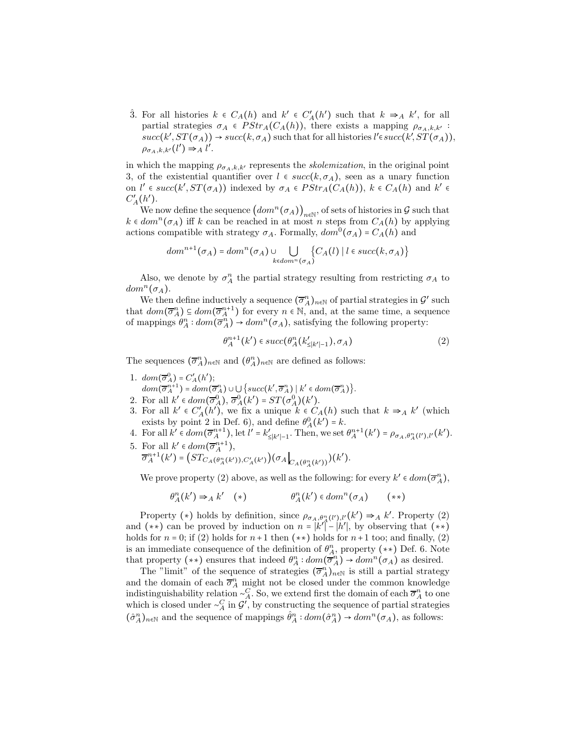$\hat{3}$. For all histories $k \in C_A(h)$ and $k' \in C'_A(h')$ such that $k \Rrightarrow_A k'$, for all partial strategies $\sigma_A \in PStr_A(C_A(h))$, there exists a mapping $\rho_{\sigma_A,k,k'}$ : $succ(k', ST(\sigma_A)) \to succ(k, \sigma_A)$ such that for all histories $l' \in succ(k', ST(\sigma_A))$, $\rho_{\sigma_A,k,k'}(l') \Rrightarrow_A l'$.

in which the mapping $\rho_{\sigma_A,k,k'}$ represents the *skolemization*, in the original point 3, of the existential quantifier over $l \in succ(k, \sigma_A)$, seen as a unary function on $l' \in succ(k', ST(\sigma_A))$ indexed by $\sigma_A \in PStr_A(C_A(h))$, $k \in C_A(h)$ and $k' \in C'_A(h')$.

We now define the sequence $\big(dom^n(\sigma_A)\big)_{n\in\mathbb{N}}$, of sets of histories in $\mathcal{G}$ such that $k \in dom^n(\sigma_A)$ iff $k$ can be reached in at most $n$ steps from $C_A(h)$ by applying actions compatible with strategy $\sigma_A$. Formally, $dom^0(\sigma_A) = C_A(h)$ and

$$dom^{n+1}(\sigma_A) = dom^n(\sigma_A) \cup \bigcup_{k \in dom^n(\sigma_A)} \big\{ C_A(l) \mid l \in succ(k, \sigma_A) \big\}$$

Also, we denote by $\sigma_A^n$ the partial strategy resulting from restricting $\sigma_A$ to $dom^n(\sigma_A)$.

We then define inductively a sequence $(\overline{\sigma}_A^n)_{n\in\mathbb{N}}$ of partial strategies in $\mathcal{G}'$ such that $dom(\overline{\sigma}_A^n) \subseteq dom(\overline{\sigma}_A^{n+1})$ for every $n \in \mathbb{N}$, and, at the same time, a sequence of mappings $\theta_A^n : dom(\overline{\sigma}_A^n) \to dom^n(\sigma_A)$, satisfying the following property:

$$\theta_A^{n+1}(k') \in succ(\theta_A^n(k'_{\leq |k'|-1}), \sigma_A) \tag{2}$$

The sequences $(\overline{\sigma}_A^n)_{n\in\mathbb{N}}$ and $(\theta_A^n)_{n\in\mathbb{N}}$ are defined as follows:

1. $dom(\overline{\sigma}_A^0) = C'_A(h')$;
   $dom(\overline{\sigma}_A^{n+1}) = dom(\overline{\sigma}_A^n) \cup \bigcup \big\{ succ(k', \overline{\sigma}_A^n) \mid k' \in dom(\overline{\sigma}_A^n) \big\}$.
2. For all $k' \in dom(\overline{\sigma}_A^0)$, $\overline{\sigma}_A^0(k') = ST(\sigma_A^0)(k')$.
3. For all $k' \in C'_A(h')$, we fix a unique $k \in C_A(h)$ such that $k \Rrightarrow_A k'$ (which exists by point 2 in Def. 6), and define $\theta_A^0(k') = k$.
4. For all $k' \in dom(\overline{\sigma}_A^{n+1})$, let $l' = k'_{\leq |k'|-1}$. Then, we set $\theta_A^{n+1}(k') = \rho_{\sigma_A, \theta_A^n(l'), l'}(k')$.
5. For all $k' \in dom(\overline{\sigma}_A^{n+1})$,
   $\overline{\sigma}_A^{n+1}(k') = \big(ST_{C_A(\theta_A^n(k')), C'_A(k')}\big)\big(\sigma_A\big|_{C_A(\theta_A^n(k'))}\big)(k')$.

We prove property (2) above, as well as the following: for every $k' \in dom(\overline{\sigma}_A^n)$,

$$\theta_A^n(k') \Rrightarrow_A k' \quad (*) \qquad\qquad \theta_A^n(k') \in dom^n(\sigma_A) \qquad (**)$$

Property $(*)$ holds by definition, since $\rho_{\sigma_A,\theta_A^n(l'),l'}(k') \Rrightarrow_A k'$. Property (2) and $(**)$ can be proved by induction on $n = |k'| - |h'|$, by observing that $(**)$ holds for $n = 0$; if (2) holds for $n+1$ then $(**)$ holds for $n+1$ too; and finally, (2) is an immediate consequence of the definition of $\theta_A^n$, property $(**)$ Def. 6. Note that property $(**)$ ensures that indeed $\theta_A^n : dom(\overline{\sigma}_A^n) \to dom^n(\sigma_A)$ as desired.

The "limit" of the sequence of strategies $(\overline{\sigma}_A^n)_{n\in\mathbb{N}}$ is still a partial strategy and the domain of each $\overline{\sigma}_A^n$ might not be closed under the common knowledge indistinguishability relation $\sim_A^C$. So, we extend first the domain of each $\overline{\sigma}_A^n$ to one which is closed under $\sim_A^C$ in $\mathcal{G}'$, by constructing the sequence of partial strategies $(\hat{\sigma}_A^n)_{n\in\mathbb{N}}$ and the sequence of mappings $\hat{\theta}_A^n : dom(\hat{\sigma}_A^n) \to dom^n(\sigma_A)$, as follows: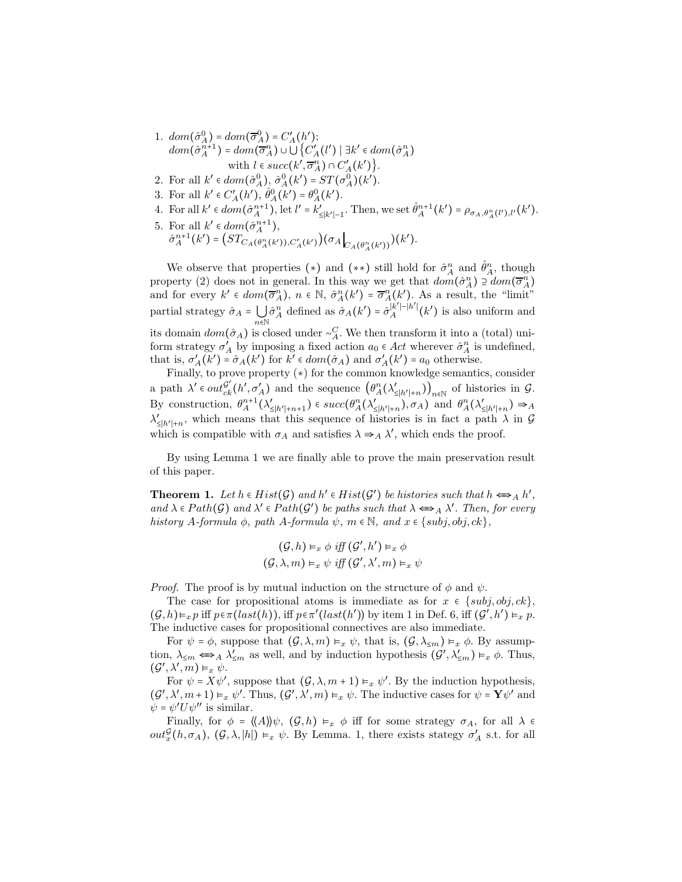1. $dom(\hat{\sigma}^0_A) = dom(\overline{\sigma}^0_A) = C'_A(h')$;
   $dom(\hat{\sigma}^{n+1}_A) = dom(\overline{\sigma}^n_A) \cup \bigcup \{C'_A(l') \mid \exists k' \in dom(\hat{\sigma}^n_A)$ with $l \in succ(k', \overline{\sigma}^n_A) \cap C'_A(k')\}$.
2. For all $k' \in dom(\hat{\sigma}^0_A)$, $\hat{\sigma}^0_A(k') = ST(\sigma^0_A)(k')$.
3. For all $k' \in C'_A(h')$, $\hat{\theta}^0_A(k') = \theta^0_A(k')$.
4. For all $k' \in dom(\hat{\sigma}^{n+1}_A)$, let $l' = k'_{\leq |k'|-1}$. Then, we set $\hat{\theta}^{n+1}_A(k') = \rho_{\sigma_A, \theta^n_A(l'), l'}(k')$.
5. For all $k' \in dom(\hat{\sigma}^{n+1}_A)$,
   $\hat{\sigma}^{n+1}_A(k') = \big(ST_{C_A(\theta^n_A(k')), C'_A(k')}\big)\big(\sigma_A\big|_{C_A(\theta^n_A(k'))}\big)(k')$.

We observe that properties $(*)$ and $(**)$ still hold for $\hat{\sigma}^n_A$ and $\hat{\theta}^n_A$, though property (2) does not in general. In this way we get that $dom(\hat{\sigma}^n_A) \supseteq dom(\overline{\sigma}^n_A)$ and for every $k' \in dom(\overline{\sigma}^n_A)$, $n \in \mathbb{N}$, $\hat{\sigma}^n_A(k') = \overline{\sigma}^n_A(k')$. As a result, the "limit" partial strategy $\hat{\sigma}_A = \bigcup_{n \in \mathbb{N}} \hat{\sigma}^n_A$ defined as $\hat{\sigma}_A(k') = \hat{\sigma}^{|k'|-|h'|}_A(k')$ is also uniform and its domain $dom(\hat{\sigma}_A)$ is closed under $\sim^C_A$. We then transform it into a (total) uniform strategy $\sigma'_A$ by imposing a fixed action $a_0 \in Act$ wherever $\hat{\sigma}^n_A$ is undefined, that is, $\sigma'_A(k') = \hat{\sigma}_A(k')$ for $k' \in dom(\hat{\sigma}_A)$ and $\sigma'_A(k') = a_0$ otherwise.

Finally, to prove property $(*)$ for the common knowledge semantics, consider a path $\lambda' \in out^{\mathcal{G}'}_{ck}(h', \sigma'_A)$ and the sequence $\big(\theta^n_A(\lambda'_{\leq |h'|+n})\big)_{n \in \mathbb{N}}$ of histories in $\mathcal{G}$. By construction, $\theta^{n+1}_A(\lambda'_{\leq |h'|+n+1}) \in succ(\theta^n_A(\lambda'_{\leq |h'|+n}), \sigma_A)$ and $\theta^n_A(\lambda'_{\leq |h'|+n}) \Rrightarrow_A \lambda'_{\leq |h'|+n}$, which means that this sequence of histories is in fact a path $\lambda$ in $\mathcal{G}$ which is compatible with $\sigma_A$ and satisfies $\lambda \Rrightarrow_A \lambda'$, which ends the proof.

By using Lemma 1 we are finally able to prove the main preservation result of this paper.

**Theorem 1.** *Let $h \in Hist(\mathcal{G})$ and $h' \in Hist(\mathcal{G}')$ be histories such that $h \Lleftarrow\!\!\Rrightarrow_A h'$, and $\lambda \in Path(\mathcal{G})$ and $\lambda' \in Path(\mathcal{G}')$ be paths such that $\lambda \Lleftarrow\!\!\Rrightarrow_A \lambda'$. Then, for every history $A$-formula $\phi$, path $A$-formula $\psi$, $m \in \mathbb{N}$, and $x \in \{subj, obj, ck\}$,*

$$(\mathcal{G}, h) \vDash_x \phi \text{ iff } (\mathcal{G}', h') \vDash_x \phi$$
$$(\mathcal{G}, \lambda, m) \vDash_x \psi \text{ iff } (\mathcal{G}', \lambda', m) \vDash_x \psi$$

*Proof.* The proof is by mutual induction on the structure of $\phi$ and $\psi$.

The case for propositional atoms is immediate as for $x \in \{subj, obj, ck\}$, $(\mathcal{G}, h) \vDash_x p$ iff $p \in \pi(last(h))$, iff $p \in \pi'(last(h'))$ by item 1 in Def. 6, iff $(\mathcal{G}', h') \vDash_x p$. The inductive cases for propositional connectives are also immediate.

For $\psi = \phi$, suppose that $(\mathcal{G}, \lambda, m) \vDash_x \psi$, that is, $(\mathcal{G}, \lambda_{\leq m}) \vDash_x \phi$. By assumption, $\lambda_{\leq m} \Lleftarrow\!\!\Rrightarrow_A \lambda'_{\leq m}$ as well, and by induction hypothesis $(\mathcal{G}', \lambda'_{\leq m}) \vDash_x \phi$. Thus, $(\mathcal{G}', \lambda', m) \vDash_x \psi$.

For $\psi = X\psi'$, suppose that $(\mathcal{G}, \lambda, m+1) \vDash_x \psi'$. By the induction hypothesis, $(\mathcal{G}', \lambda', m+1) \vDash_x \psi'$. Thus, $(\mathcal{G}', \lambda', m) \vDash_x \psi$. The inductive cases for $\psi = \mathbf{Y}\psi'$ and $\psi = \psi' U \psi''$ is similar.

Finally, for $\phi = \langle\!\langle A \rangle\!\rangle \psi$, $(\mathcal{G}, h) \vDash_x \phi$ iff for some strategy $\sigma_A$, for all $\lambda \in out^{\mathcal{G}}_x(h, \sigma_A)$, $(\mathcal{G}, \lambda, |h|) \vDash_x \psi$. By Lemma. 1, there exists stategy $\sigma'_A$ s.t. for all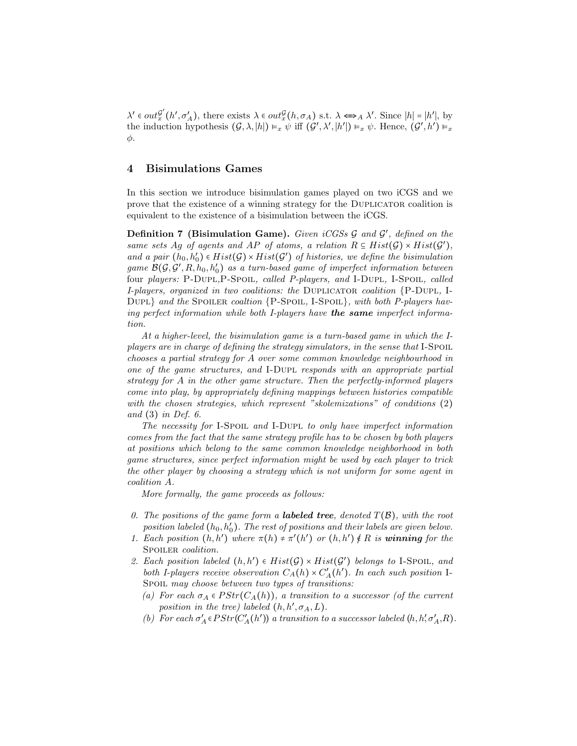$\lambda' \in out_x^{\mathcal{G}'}(h', \sigma'_A)$, there exists $\lambda \in out_x^{\mathcal{G}}(h, \sigma_A)$ s.t. $\lambda \Longleftrightarrow_A \lambda'$. Since $|h| = |h'|$, by the induction hypothesis $(\mathcal{G}, \lambda, |h|) \vDash_x \psi$ iff $(\mathcal{G}', \lambda', |h'|) \vDash_x \psi$. Hence, $(\mathcal{G}', h') \vDash_x \phi$.

## 4 Bisimulations Games

In this section we introduce bisimulation games played on two iCGS and we prove that the existence of a winning strategy for the Duplicator coalition is equivalent to the existence of a bisimulation between the iCGS.

**Definition 7 (Bisimulation Game).** *Given iCGSs $\mathcal{G}$ and $\mathcal{G}'$, defined on the same sets $Ag$ of agents and $AP$ of atoms, a relation $R \subseteq Hist(\mathcal{G}) \times Hist(\mathcal{G}')$, and a pair $(h_0, h'_0) \in Hist(\mathcal{G}) \times Hist(\mathcal{G}')$ of histories, we define the bisimulation game $\mathcal{B}(\mathcal{G}, \mathcal{G}', R, h_0, h'_0)$ as a turn-based game of imperfect information between four players: P-Dupl, P-Spoil, called P-players, and I-Dupl, I-Spoil, called I-players, organized in two coalitions: the Duplicator coalition {P-Dupl, I-Dupl} and the Spoiler coaltion {P-Spoil, I-Spoil}, with both P-players having perfect information while both I-players have* ***the same*** *imperfect information.*

*At a higher-level, the bisimulation game is a turn-based game in which the I-players are in charge of defining the strategy simulators, in the sense that I-Spoil chooses a partial strategy for $A$ over some common knowledge neighbourhood in one of the game structures, and I-Dupl responds with an appropriate partial strategy for $A$ in the other game structure. Then the perfectly-informed players come into play, by appropriately defining mappings between histories compatible with the chosen strategies, which represent "skolemizations" of conditions (2) and (3) in Def. 6.*

*The necessity for I-Spoil and I-Dupl to only have imperfect information comes from the fact that the same strategy profile has to be chosen by both players at positions which belong to the same common knowledge neighborhood in both game structures, since perfect information might be used by each player to trick the other player by choosing a strategy which is not uniform for some agent in coalition $A$.*

*More formally, the game proceeds as follows:*

0. *The positions of the game form a* ***labeled tree****, denoted $T(\mathcal{B})$, with the root position labeled $(h_0, h'_0)$. The rest of positions and their labels are given below.*
1. *Each position $(h, h')$ where $\pi(h) \neq \pi'(h')$ or $(h, h') \notin R$ is* ***winning*** *for the Spoiler coalition.*
2. *Each position labeled $(h, h') \in Hist(\mathcal{G}) \times Hist(\mathcal{G}')$ belongs to I-Spoil, and both I-players receive observation $C_A(h) \times C'_A(h')$. In each such position I-Spoil may choose between two types of transitions:*
   (a) *For each $\sigma_A \in PStr(C_A(h))$, a transition to a successor (of the current position in the tree) labeled $(h, h', \sigma_A, L)$.*
   (b) *For each $\sigma'_A \in PStr(C'_A(h'))$ a transition to a successor labeled $(h, h', \sigma'_A, R)$.*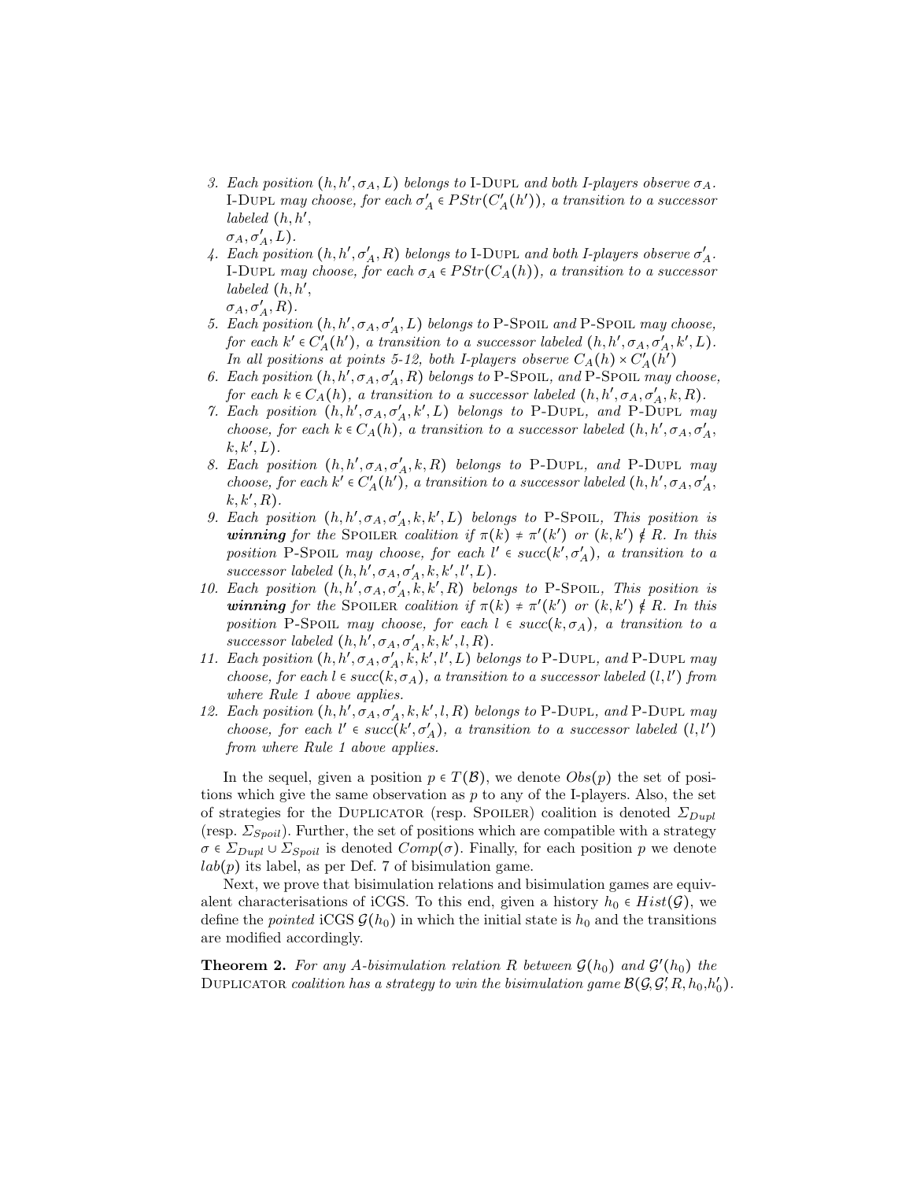3. *Each position $(h, h', \sigma_A, L)$ belongs to* I-Dupl *and both I-players observe $\sigma_A$.* I-Dupl *may choose, for each $\sigma'_A \in PStr(C'_A(h'))$, a transition to a successor labeled $(h, h',$ $\sigma_A, \sigma'_A, L)$.*
4. *Each position $(h, h', \sigma'_A, R)$ belongs to* I-Dupl *and both I-players observe $\sigma'_A$.* I-Dupl *may choose, for each $\sigma_A \in PStr(C_A(h))$, a transition to a successor labeled $(h, h',$ $\sigma_A, \sigma'_A, R)$.*
5. *Each position $(h, h', \sigma_A, \sigma'_A, L)$ belongs to* P-Spoil *and* P-Spoil *may choose, for each $k' \in C'_A(h')$, a transition to a successor labeled $(h, h', \sigma_A, \sigma'_A, k', L)$. In all positions at points 5-12, both I-players observe $C_A(h) \times C'_A(h')$*
6. *Each position $(h, h', \sigma_A, \sigma'_A, R)$ belongs to* P-Spoil*, and* P-Spoil *may choose, for each $k \in C_A(h)$, a transition to a successor labeled $(h, h', \sigma_A, \sigma'_A, k, R)$.*
7. *Each position $(h, h', \sigma_A, \sigma'_A, k', L)$ belongs to* P-Dupl*, and* P-Dupl *may choose, for each $k \in C_A(h)$, a transition to a successor labeled $(h, h', \sigma_A, \sigma'_A,$ $k, k', L)$.*
8. *Each position $(h, h', \sigma_A, \sigma'_A, k, R)$ belongs to* P-Dupl*, and* P-Dupl *may choose, for each $k' \in C'_A(h')$, a transition to a successor labeled $(h, h', \sigma_A, \sigma'_A,$ $k, k', R)$.*
9. *Each position $(h, h', \sigma_A, \sigma'_A, k, k', L)$ belongs to* P-Spoil*, This position is **winning** for the* Spoiler *coalition if $\pi(k) \neq \pi'(k')$ or $(k, k') \notin R$. In this position* P-Spoil *may choose, for $l' \in succ(k', \sigma'_A)$, a transition to a successor labeled $(h, h', \sigma_A, \sigma'_A, k, k', l', L)$.*
10. *Each position $(h, h', \sigma_A, \sigma'_A, k, k', R)$ belongs to* P-Spoil*, This position is **winning** for the* Spoiler *coalition if $\pi(k) \neq \pi'(k')$ or $(k, k') \notin R$. In this position* P-Spoil *may choose, for each $l \in succ(k, \sigma_A)$, a transition to a successor labeled $(h, h', \sigma_A, \sigma'_A, k, k', l, R)$.*
11. *Each position $(h, h', \sigma_A, \sigma'_A, k, k', l', L)$ belongs to* P-Dupl*, and* P-Dupl *may choose, for each $l \in succ(k, \sigma_A)$, a transition to a successor labeled $(l, l')$ from where Rule 1 above applies.*
12. *Each position $(h, h', \sigma_A, \sigma'_A, k, k', l, R)$ belongs to* P-Dupl*, and* P-Dupl *may choose, for each $l' \in succ(k', \sigma'_A)$, a transition to a successor labeled $(l, l')$ from where Rule 1 above applies.*

In the sequel, given a position $p \in T(\mathcal{B})$, we denote $Obs(p)$ the set of positions which give the same observation as $p$ to any of the I-players. Also, the set of strategies for the Duplicator (resp. Spoiler) coalition is denoted $\Sigma_{Dupl}$ (resp. $\Sigma_{Spoil}$). Further, the set of positions which are compatible with a strategy $\sigma \in \Sigma_{Dupl} \cup \Sigma_{Spoil}$ is denoted $Comp(\sigma)$. Finally, for each position $p$ we denote $lab(p)$ its label, as per Def. 7 of bisimulation game.

Next, we prove that bisimulation relations and bisimulation games are equivalent characterisations of iCGS. To this end, given a history $h_0 \in Hist(\mathcal{G})$, we define the *pointed* iCGS $\mathcal{G}(h_0)$ in which the initial state is $h_0$ and the transitions are modified accordingly.

**Theorem 2.** *For any A-bisimulation relation $R$ between $\mathcal{G}(h_0)$ and $\mathcal{G}'(h_0)$ the* Duplicator *coalition has a strategy to win the bisimulation game $\mathcal{B}(\mathcal{G}, \mathcal{G}', R, h_0, h'_0)$.*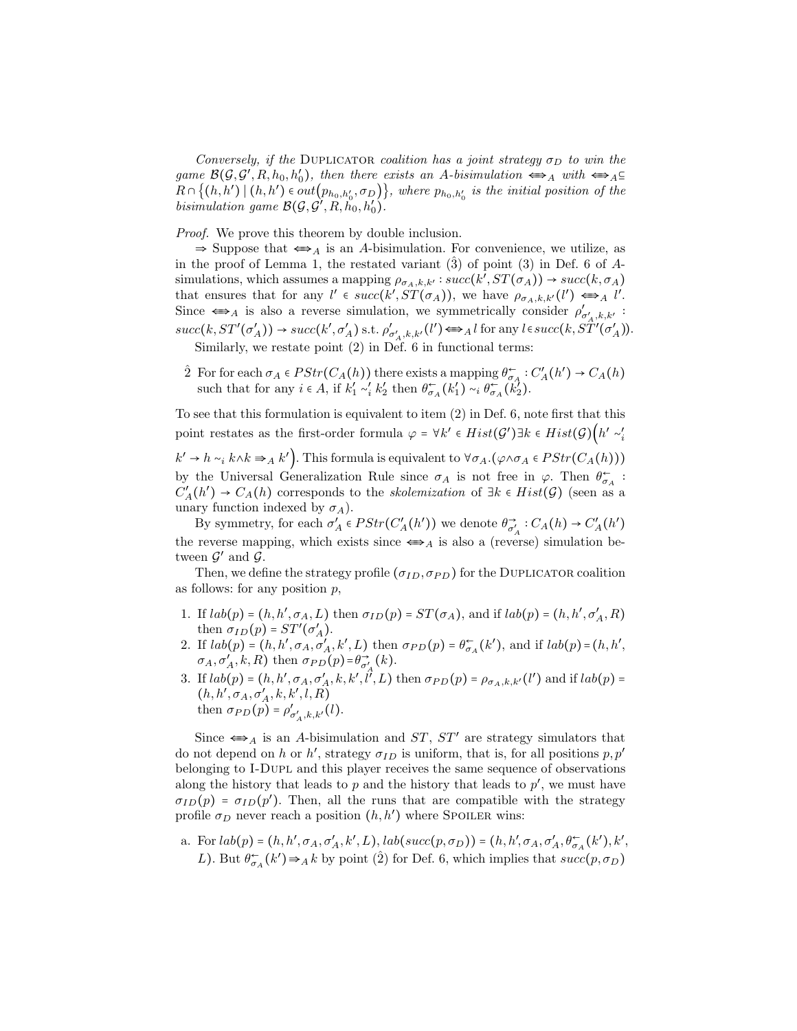*Conversely, if the* Duplicator *coalition has a joint strategy $\sigma_D$ to win the game $\mathcal{B}(\mathcal{G}, \mathcal{G}', R, h_0, h_0')$, then there exists an A-bisimulation $\Longleftrightarrow_A$ with $\Longleftrightarrow_A \subseteq R \cap \{(h,h') \mid (h,h') \in out(p_{h_0,h_0'}, \sigma_D)\}$, where $p_{h_0,h_0'}$ is the initial position of the bisimulation game $\mathcal{B}(\mathcal{G}, \mathcal{G}', R, h_0, h_0')$.*

*Proof.* We prove this theorem by double inclusion.

$\Rightarrow$ Suppose that $\Longleftrightarrow_A$ is an A-bisimulation. For convenience, we utilize, as in the proof of Lemma 1, the restated variant $(\hat{3})$ of point (3) in Def. 6 of A-simulations, which assumes a mapping $\rho_{\sigma_A,k,k'} : succ(k', ST(\sigma_A)) \to succ(k, \sigma_A)$ that ensures that for any $l' \in succ(k', ST(\sigma_A))$, we have $\rho_{\sigma_A,k,k'}(l') \Longleftrightarrow_A l'$. Since $\Longleftrightarrow_A$ is also a reverse simulation, we symmetrically consider $\rho'_{\sigma'_A,k,k'} : succ(k, ST'(\sigma'_A)) \to succ(k', \sigma'_A)$ s.t. $\rho'_{\sigma'_A,k,k'}(l') \Longleftrightarrow_A l$ for any $l \in succ(k, ST'(\sigma'_A))$.

Similarly, we restate point (2) in Def. 6 in functional terms:

$\hat{2}$ For for each $\sigma_A \in PStr(C_A(h))$ there exists a mapping $\theta^{\leftarrow}_{\sigma_A} : C'_A(h') \to C_A(h)$ such that for any $i \in A$, if $k'_1 \sim'_i k'_2$ then $\theta^{\leftarrow}_{\sigma_A}(k'_1) \sim_i \theta^{\leftarrow}_{\sigma_A}(k'_2)$.

To see that this formulation is equivalent to item (2) in Def. 6, note first that this point restates as the first-order formula $\varphi = \forall k' \in Hist(\mathcal{G}') \exists k \in Hist(\mathcal{G}) \big(h' \sim'_i k' \to h \sim_i k \wedge k \Rightarrow_A k'\big)$. This formula is equivalent to $\forall \sigma_A.(\varphi \wedge \sigma_A \in PStr(C_A(h)))$ by the Universal Generalization Rule since $\sigma_A$ is not free in $\varphi$. Then $\theta^{\leftarrow}_{\sigma_A} : C'_A(h') \to C_A(h)$ corresponds to the *skolemization* of $\exists k \in Hist(\mathcal{G})$ (seen as a unary function indexed by $\sigma_A$).

By symmetry, for each $\sigma'_A \in PStr(C'_A(h'))$ we denote $\theta^{\rightarrow}_{\sigma'_A} : C_A(h) \to C'_A(h')$ the reverse mapping, which exists since $\Longleftrightarrow_A$ is also a (reverse) simulation between $\mathcal{G}'$ and $\mathcal{G}$.

Then, we define the strategy profile $(\sigma_{ID}, \sigma_{PD})$ for the Duplicator coalition as follows: for any position $p$,

1. If $lab(p) = (h, h', \sigma_A, L)$ then $\sigma_{ID}(p) = ST(\sigma_A)$, and if $lab(p) = (h, h', \sigma'_A, R)$ then $\sigma_{ID}(p) = ST'(\sigma'_A)$.
2. If $lab(p) = (h, h', \sigma_A, \sigma'_A, k', L)$ then $\sigma_{PD}(p) = \theta^{\leftarrow}_{\sigma_A}(k')$, and if $lab(p) = (h, h', \sigma_A, \sigma'_A, k, R)$ then $\sigma_{PD}(p) = \theta^{\rightarrow}_{\sigma'_A}(k)$.
3. If $lab(p) = (h, h', \sigma_A, \sigma'_A, k, k', l', L)$ then $\sigma_{PD}(p) = \rho_{\sigma_A,k,k'}(l')$ and if $lab(p) = (h, h', \sigma_A, \sigma'_A, k, k', l, R)$ then $\sigma_{PD}(p) = \rho'_{\sigma'_A,k,k'}(l)$.

Since $\Longleftrightarrow_A$ is an A-bisimulation and $ST$, $ST'$ are strategy simulators that do not depend on $h$ or $h'$, strategy $\sigma_{ID}$ is uniform, that is, for all positions $p, p'$ belonging to I-Dupl and this player receives the same sequence of observations along the history that leads to $p$ and the history that leads to $p'$, we must have $\sigma_{ID}(p) = \sigma_{ID}(p')$. Then, all the runs that are compatible with the strategy profile $\sigma_D$ never reach a position $(h, h')$ where Spoiler wins:

a. For $lab(p) = (h, h', \sigma_A, \sigma'_A, k', L)$, $lab(succ(p, \sigma_D)) = (h, h', \sigma_A, \sigma'_A, \theta^{\leftarrow}_{\sigma_A}(k'), k', L)$. But $\theta^{\leftarrow}_{\sigma_A}(k') \Rightarrow_A k$ by point $(\hat{2})$ for Def. 6, which implies that $succ(p, \sigma_D)$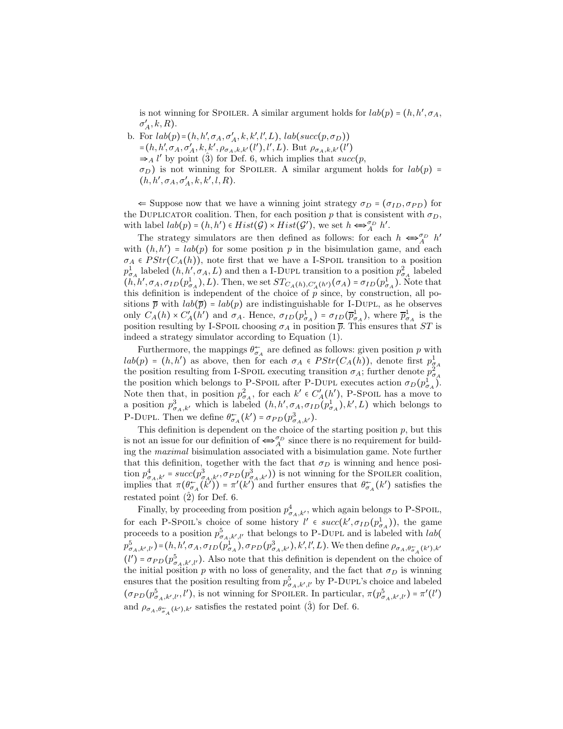is not winning for Spoiler. A similar argument holds for $lab(p) = (h, h', \sigma_A, \sigma'_A, k, R)$.

b. For $lab(p) = (h, h', \sigma_A, \sigma'_A, k, k', l', L)$, $lab(succ(p, \sigma_D)) = (h, h', \sigma_A, \sigma'_A, k, k', \rho_{\sigma_A, k, k'}(l'), l', L)$. But $\rho_{\sigma_A,k,k'}(l') \Rrightarrow_A l'$ by point $(\hat{3})$ for Def. 6, which implies that $succ(p, \sigma_D)$ is not winning for Spoiler. A similar argument holds for $lab(p) = (h, h', \sigma_A, \sigma'_A, k, k', l, R)$.

$\Leftarrow$ Suppose now that we have a winning joint strategy $\sigma_D = (\sigma_{ID}, \sigma_{PD})$ for the Duplicator coalition. Then, for each position $p$ that is consistent with $\sigma_D$, with label $lab(p) = (h, h') \in Hist(\mathcal{G}) \times Hist(\mathcal{G}')$, we set $h \Longleftrightarrow_A^{\sigma_D} h'$.

The strategy simulators are then defined as follows: for each $h \Longleftrightarrow_A^{\sigma_D} h'$ with $(h, h') = lab(p)$ for some position $p$ in the bisimulation game, and each $\sigma_A \in PStr(C_A(h))$, note first that we have a I-Spoil transition to a position $p^1_{\sigma_A}$ labeled $(h, h', \sigma_A, L)$ and then a I-Dupl transition to a position $p^2_{\sigma_A}$ labeled $(h, h', \sigma_A, \sigma_{ID}(p^1_{\sigma_A}), L)$. Then, we set $ST_{C_A(h), C'_A(h')}(\sigma_A) = \sigma_{ID}(p^1_{\sigma_A})$. Note that this definition is independent of the choice of $p$ since, by construction, all positions $\overline{p}$ with $lab(\overline{p}) = lab(p)$ are indistinguishable for I-Dupl, as he observes only $C_A(h) \times C'_A(h')$ and $\sigma_A$. Hence, $\sigma_{ID}(p^1_{\sigma_A}) = \sigma_{ID}(\overline{p}^1_{\sigma_A})$, where $\overline{p}^1_{\sigma_A}$ is the position resulting by I-Spoil choosing $\sigma_A$ in position $\overline{p}$. This ensures that $ST$ is indeed a strategy simulator according to Equation (1).

Furthermore, the mappings $\theta^{\leftarrow}_{\sigma_A}$ are defined as follows: given position $p$ with $lab(p) = (h, h')$ as above, then for each $\sigma_A \in PStr(C_A(h))$, denote first $p^1_{\sigma_A}$ the position resulting from I-Spoil executing transition $\sigma_A$; further denote $p^2_{\sigma_A}$ the position which belongs to P-Spoil after P-Dupl executes action $\sigma_D(p^1_{\sigma_A})$. Note then that, in position $p^2_{\sigma_A}$, for each $k' \in C'_A(h')$, P-Spoil has a move to a position $p^3_{\sigma_A,k'}$ which is labeled $(h, h', \sigma_A, \sigma_{ID}(p^1_{\sigma_A}), k', L)$ which belongs to P-Dupl. Then we define $\theta^{\leftarrow}_{\sigma_A}(k') = \sigma_{PD}(p^3_{\sigma_A,k'})$.

This definition is dependent on the choice of the starting position $p$, but this is not an issue for our definition of $\Longleftrightarrow_A^{\sigma_D}$ since there is no requirement for building the *maximal* bisimulation associated with a bisimulation game. Note further that this definition, together with the fact that $\sigma_D$ is winning and hence position $p^4_{\sigma_A,k'} = succ(p^3_{\sigma_A,k'}, \sigma_{PD}(p^3_{\sigma_A,k'}))$ is not winning for the Spoiler coalition, implies that $\pi(\theta^{\leftarrow}_{\sigma_A}(k')) = \pi'(k')$ and further ensures that $\theta^{\leftarrow}_{\sigma_A}(k')$ satisfies the restated point $(\hat{2})$ for Def. 6.

Finally, by proceeding from position $p^4_{\sigma_A,k'}$, which again belongs to P-Spoil, for each P-Spoil's choice of some history $l' \in succ(k', \sigma_{ID}(p^1_{\sigma_A}))$, the game proceeds to a position $p^5_{\sigma_A,k',l'}$ that belongs to P-Dupl and is labeled with $lab(p^5_{\sigma_A,k',l'}) = (h, h', \sigma_A, \sigma_{ID}(p^1_{\sigma_A}), \sigma_{PD}(p^3_{\sigma_A,k'}), k', l', L)$. We then define $\rho_{\sigma_A, \theta^{\leftarrow}_{\sigma_A}(k'), k'}(l') = \sigma_{PD}(p^5_{\sigma_A,k',l'})$. Also note that this definition is dependent on the choice of the initial position $p$ with no loss of generality, and the fact that $\sigma_D$ is winning ensures that the position resulting from $p^5_{\sigma_A,k',l'}$ by P-Dupl's choice and labeled $(\sigma_{PD}(p^5_{\sigma_A,k',l'}), l')$, is not winning for Spoiler. In particular, $\pi(p^5_{\sigma_A,k',l'}) = \pi'(l')$ and $\rho_{\sigma_A, \theta^{\leftarrow}_{\sigma_A}(k'), k'}$ satisfies the restated point $(\hat{3})$ for Def. 6.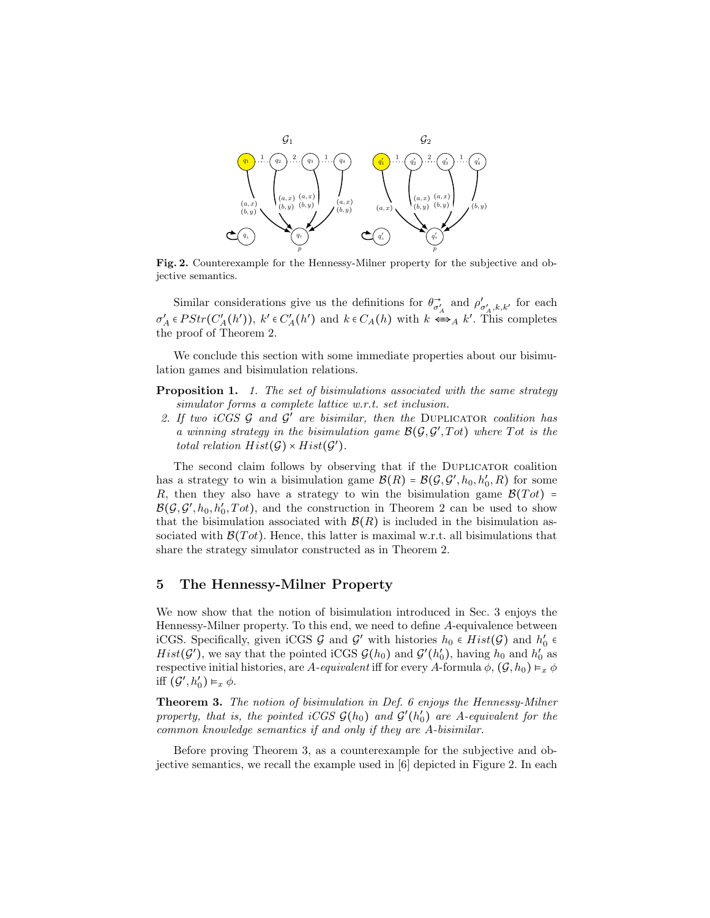Fig. 2. Counterexample for the Hennessy-Milner property for the subjective and objective semantics.

Similar considerations give us the definitions for $\theta_{\sigma'_A}^{\rightarrow}$ and $\rho'_{\sigma'_A,k,k'}$ for each $\sigma'_A \in PStr(C'_A(h'))$, $k' \in C'_A(h')$ and $k \in C_A(h)$ with $k \Longleftrightarrow_A k'$. This completes the proof of Theorem 2.

We conclude this section with some immediate properties about our bisimulation games and bisimulation relations.

**Proposition 1.** *1. The set of bisimulations associated with the same strategy simulator forms a complete lattice w.r.t. set inclusion.*

*2. If two iCGS $\mathcal{G}$ and $\mathcal{G}'$ are bisimilar, then the* Duplicator *coalition has a winning strategy in the bisimulation game $\mathcal{B}(\mathcal{G}, \mathcal{G}', Tot)$ where $Tot$ is the total relation $Hist(\mathcal{G}) \times Hist(\mathcal{G}')$.*

The second claim follows by observing that if the Duplicator coalition has a strategy to win a bisimulation game $\mathcal{B}(R) = \mathcal{B}(\mathcal{G}, \mathcal{G}', h_0, h'_0, R)$ for some $R$, then they also have a strategy to win the bisimulation game $\mathcal{B}(Tot) = \mathcal{B}(\mathcal{G}, \mathcal{G}', h_0, h'_0, Tot)$, and the construction in Theorem 2 can be used to show that the bisimulation associated with $\mathcal{B}(R)$ is included in the bisimulation associated with $\mathcal{B}(Tot)$. Hence, this latter is maximal w.r.t. all bisimulations that share the strategy simulator constructed as in Theorem 2.

## 5 The Hennessy-Milner Property

We now show that the notion of bisimulation introduced in Sec. 3 enjoys the Hennessy-Milner property. To this end, we need to define $A$-equivalence between iCGS. Specifically, given iCGS $\mathcal{G}$ and $\mathcal{G}'$ with histories $h_0 \in Hist(\mathcal{G})$ and $h'_0 \in Hist(\mathcal{G}')$, we say that the pointed iCGS $\mathcal{G}(h_0)$ and $\mathcal{G}'(h'_0)$, having $h_0$ and $h'_0$ as respective initial histories, are *$A$-equivalent* iff for every $A$-formula $\phi$, $(\mathcal{G}, h_0) \models_x \phi$ iff $(\mathcal{G}', h'_0) \models_x \phi$.

**Theorem 3.** *The notion of bisimulation in Def. 6 enjoys the Hennessy-Milner property, that is, the pointed iCGS $\mathcal{G}(h_0)$ and $\mathcal{G}'(h'_0)$ are $A$-equivalent for the common knowledge semantics if and only if they are $A$-bisimilar.*

Before proving Theorem 3, as a counterexample for the subjective and objective semantics, we recall the example used in [6] depicted in Figure 2. In each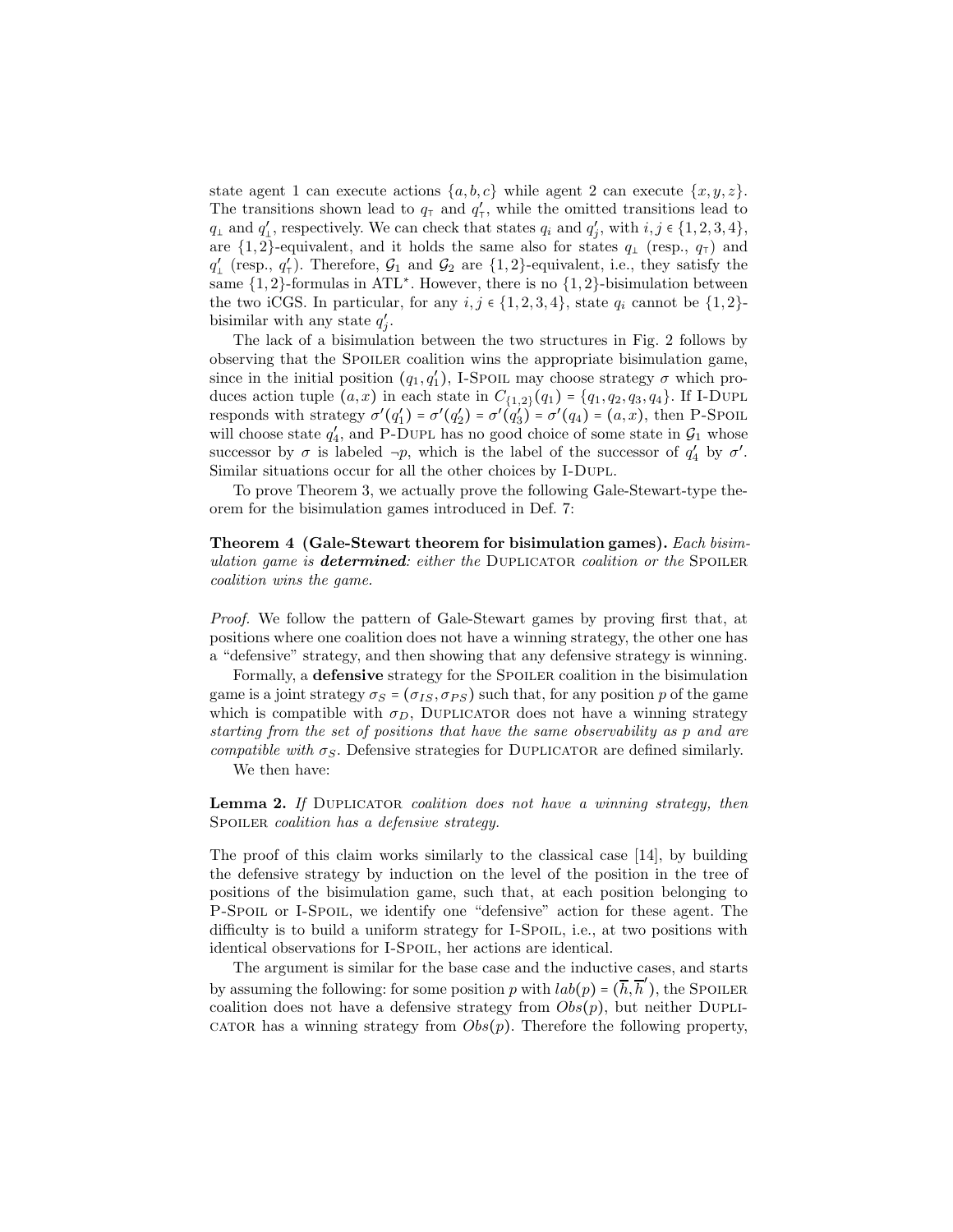state agent 1 can execute actions $\{a,b,c\}$ while agent 2 can execute $\{x,y,z\}$. The transitions shown lead to $q_\top$ and $q'_\top$, while the omitted transitions lead to $q_\bot$ and $q'_\bot$, respectively. We can check that states $q_i$ and $q'_j$, with $i,j \in \{1,2,3,4\}$, are $\{1,2\}$-equivalent, and it holds the same also for states $q_\bot$ (resp., $q_\top$) and $q'_\bot$ (resp., $q'_\top$). Therefore, $\mathcal{G}_1$ and $\mathcal{G}_2$ are $\{1,2\}$-equivalent, i.e., they satisfy the same $\{1,2\}$-formulas in ATL$^*$. However, there is no $\{1,2\}$-bisimulation between the two iCGS. In particular, for any $i,j \in \{1,2,3,4\}$, state $q_i$ cannot be $\{1,2\}$-bisimilar with any state $q'_j$.

The lack of a bisimulation between the two structures in Fig. 2 follows by observing that the SPOILER coalition wins the appropriate bisimulation game, since in the initial position $(q_1, q'_1)$, I-SPOIL may choose strategy $\sigma$ which produces action tuple $(a,x)$ in each state in $C_{\{1,2\}}(q_1) = \{q_1,q_2,q_3,q_4\}$. If I-DUPL responds with strategy $\sigma'(q'_1) = \sigma'(q'_2) = \sigma'(q'_3) = \sigma'(q_4) = (a,x)$, then P-SPOIL will choose state $q'_4$, and P-DUPL has no good choice of some state in $\mathcal{G}_1$ whose successor by $\sigma$ is labeled $\neg p$, which is the label of the successor of $q'_4$ by $\sigma'$. Similar situations occur for all the other choices by I-DUPL.

To prove Theorem 3, we actually prove the following Gale-Stewart-type theorem for the bisimulation games introduced in Def. 7:

**Theorem 4 (Gale-Stewart theorem for bisimulation games).** *Each bisimulation game is* ***determined****: either the* DUPLICATOR *coalition or the* SPOILER *coalition wins the game.*

*Proof.* We follow the pattern of Gale-Stewart games by proving first that, at positions where one coalition does not have a winning strategy, the other one has a "defensive" strategy, and then showing that any defensive strategy is winning.

Formally, a **defensive** strategy for the SPOILER coalition in the bisimulation game is a joint strategy $\sigma_S = (\sigma_{IS}, \sigma_{PS})$ such that, for any position $p$ of the game which is compatible with $\sigma_D$, DUPLICATOR does not have a winning strategy *starting from the set of positions that have the same observability as* $p$ *and are compatible with* $\sigma_S$. Defensive strategies for DUPLICATOR are defined similarly.

We then have:

**Lemma 2.** *If* DUPLICATOR *coalition does not have a winning strategy, then* SPOILER *coalition has a defensive strategy.*

The proof of this claim works similarly to the classical case [14], by building the defensive strategy by induction on the level of the position in the tree of positions of the bisimulation game, such that, at each position belonging to P-SPOIL or I-SPOIL, we identify one "defensive" action for these agent. The difficulty is to build a uniform strategy for I-SPOIL, i.e., at two positions with identical observations for I-SPOIL, her actions are identical.

The argument is similar for the base case and the inductive cases, and starts by assuming the following: for some position $p$ with $lab(p) = (\overline{h}, \overline{h}')$, the SPOILER coalition does not have a defensive strategy from $Obs(p)$, but neither DUPLICATOR has a winning strategy from $Obs(p)$. Therefore the following property,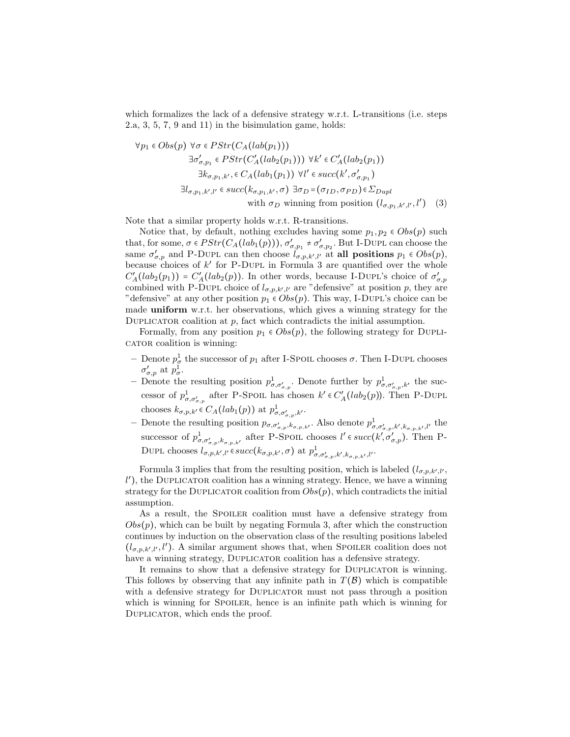which formalizes the lack of a defensive strategy w.r.t. L-transitions (i.e. steps 2.a, 3, 5, 7, 9 and 11) in the bisimulation game, holds:

$$\begin{aligned}\forall p_1 \in Obs(p)\ \forall \sigma \in PStr(C_A(lab(p_1)))&\\ \exists \sigma'_{\sigma,p_1} \in PStr(C'_A(lab_2(p_1)))\ \forall k' \in C'_A(lab_2(p_1))&\\ \exists k_{\sigma,p_1,k'}, \in C_A(lab_1(p_1))\ \forall l' \in succ(k', \sigma'_{\sigma,p_1})&\\ \exists l_{\sigma,p_1,k',l'} \in succ(k_{\sigma,p_1,k'}, \sigma)\ \exists \sigma_D = (\sigma_{ID}, \sigma_{PD}) \in \Sigma_{Dupl}&\\ \text{with } \sigma_D \text{ winning from position } (l_{\sigma,p_1,k',l'}, l')& \quad (3)\end{aligned}$$

Note that a similar property holds w.r.t. R-transitions.

Notice that, by default, nothing excludes having some $p_1, p_2 \in Obs(p)$ such that, for some, $\sigma \in PStr(C_A(lab_1(p)))$, $\sigma'_{\sigma,p_1} \neq \sigma'_{\sigma,p_2}$. But I-Dupl can choose the same $\sigma'_{\sigma,p}$ and P-Dupl can then choose $l_{\sigma,p,k',l'}$ at **all positions** $p_1 \in Obs(p)$, because choices of $k'$ for P-Dupl in Formula 3 are quantified over the whole $C'_A(lab_2(p_1)) = C'_A(lab_2(p))$. In other words, because I-Dupl's choice of $\sigma'_{\sigma,p}$ combined with P-Dupl choice of $l_{\sigma,p,k',l'}$ are "defensive" at position $p$, they are "defensive" at any other position $p_1 \in Obs(p)$. This way, I-Dupl's choice can be made **uniform** w.r.t. her observations, which gives a winning strategy for the Duplicator coalition at $p$, fact which contradicts the initial assumption.

Formally, from any position $p_1 \in Obs(p)$, the following strategy for Duplicator coalition is winning:

- Denote $p^1_\sigma$ the successor of $p_1$ after I-Spoil chooses $\sigma$. Then I-Dupl chooses $\sigma'_{\sigma,p}$ at $p^1_\sigma$.
- Denote the resulting position $p^1_{\sigma,\sigma'_{\sigma,p}}$. Denote further by $p^1_{\sigma,\sigma'_{\sigma,p},k'}$ the successor of $p^1_{\sigma,\sigma'_{\sigma,p}}$ after P-Spoil has chosen $k' \in C'_A(lab_2(p))$. Then P-Dupl chooses $k_{\sigma,p,k'} \in C_A(lab_1(p))$ at $p^1_{\sigma,\sigma'_{\sigma,p},k'}$.
- Denote the resulting position $p_{\sigma,\sigma'_{\sigma,p},k_{\sigma,p,k'}}$. Also denote $p^1_{\sigma,\sigma'_{\sigma,p},k',k_{\sigma,p,k'},l'}$ the successor of $p^1_{\sigma,\sigma'_{\sigma,p},k_{\sigma,p,k'}}$ after P-Spoil chooses $l' \in succ(k', \sigma'_{\sigma,p})$. Then P-Dupl chooses $l_{\sigma,p,k',l'} \in succ(k_{\sigma,p,k'}, \sigma)$ at $p^1_{\sigma,\sigma'_{\sigma,p},k',k_{\sigma,p,k'},l'}$.

Formula 3 implies that from the resulting position, which is labeled $(l_{\sigma,p,k',l'}, l')$, the Duplicator coalition has a winning strategy. Hence, we have a winning strategy for the Duplicator coalition from $Obs(p)$, which contradicts the initial assumption.

As a result, the Spoiler coalition must have a defensive strategy from $Obs(p)$, which can be built by negating Formula 3, after which the construction continues by induction on the observation class of the resulting positions labeled $(l_{\sigma,p,k',l'}, l')$. A similar argument shows that, when Spoiler coalition does not have a winning strategy, Duplicator coalition has a defensive strategy.

It remains to show that a defensive strategy for Duplicator is winning. This follows by observing that any infinite path in $T(\mathcal{B})$ which is compatible with a defensive strategy for Duplicator must not pass through a position which is winning for Spoiler, hence is an infinite path which is winning for Duplicator, which ends the proof.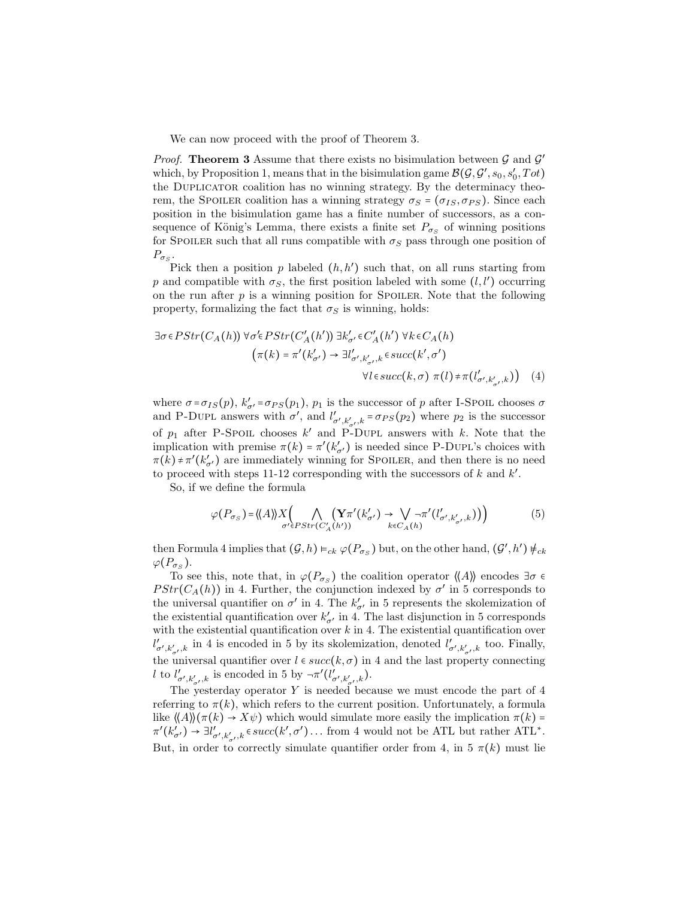We can now proceed with the proof of Theorem 3.

*Proof.* **Theorem 3** Assume that there exists no bisimulation between $\mathcal{G}$ and $\mathcal{G}'$ which, by Proposition 1, means that in the bisimulation game $\mathcal{B}(\mathcal{G},\mathcal{G}',s_0,s_0',Tot)$ the DUPLICATOR coalition has no winning strategy. By the determinacy theorem, the SPOILER coalition has a winning strategy $\sigma_S = (\sigma_{IS},\sigma_{PS})$. Since each position in the bisimulation game has a finite number of successors, as a consequence of König's Lemma, there exists a finite set $P_{\sigma_S}$ of winning positions for SPOILER such that all runs compatible with $\sigma_S$ pass through one position of $P_{\sigma_S}$.

Pick then a position $p$ labeled $(h,h')$ such that, on all runs starting from $p$ and compatible with $\sigma_S$, the first position labeled with some $(l,l')$ occurring on the run after $p$ is a winning position for SPOILER. Note that the following property, formalizing the fact that $\sigma_S$ is winning, holds:

$$\exists \sigma \in PStr(C_A(h))\ \forall \sigma' \in PStr(C_A'(h'))\ \exists k'_{\sigma'} \in C_A'(h')\ \forall k \in C_A(h)$$
$$\big(\pi(k) = \pi'(k'_{\sigma'}) \rightarrow \exists l'_{\sigma',k'_{\sigma'},k} \in succ(k',\sigma')$$
$$\forall l \in succ(k,\sigma)\ \pi(l) \neq \pi(l'_{\sigma',k'_{\sigma'},k})\big) \quad (4)$$

where $\sigma = \sigma_{IS}(p)$, $k'_{\sigma'} = \sigma_{PS}(p_1)$, $p_1$ is the successor of $p$ after I-SPOIL chooses $\sigma$ and P-DUPL answers with $\sigma'$, and $l'_{\sigma',k'_{\sigma'},k} = \sigma_{PS}(p_2)$ where $p_2$ is the successor of $p_1$ after P-SPOIL chooses $k'$ and P-DUPL answers with $k$. Note that the implication with premise $\pi(k) = \pi'(k'_{\sigma'})$ is needed since P-DUPL's choices with $\pi(k) \neq \pi'(k'_{\sigma'})$ are immediately winning for SPOILER, and then there is no need to proceed with steps 11-12 corresponding with the successors of $k$ and $k'$.

So, if we define the formula

$$\varphi(P_{\sigma_S}) = \langle\!\langle A \rangle\!\rangle X\Big(\bigwedge_{\sigma' \in PStr(C_A'(h'))}\big(\mathbf{Y}\pi'(k'_{\sigma'}) \rightarrow \bigvee_{k \in C_A(h)} \neg\pi'(l'_{\sigma',k'_{\sigma'},k})\big)\Big) \quad (5)$$

then Formula 4 implies that $(\mathcal{G},h) \vDash_{ck} \varphi(P_{\sigma_S})$ but, on the other hand, $(\mathcal{G}',h') \nvDash_{ck} \varphi(P_{\sigma_S})$.

To see this, note that, in $\varphi(P_{\sigma_S})$ the coalition operator $\langle\!\langle A \rangle\!\rangle$ encodes $\exists \sigma \in PStr(C_A(h))$ in 4. Further, the conjunction indexed by $\sigma'$ in 5 corresponds to the universal quantifier on $\sigma'$ in 4. The $k'_{\sigma'}$ in 5 represents the skolemization of the existential quantification over $k'_{\sigma'}$ in 4. The last disjunction in 5 corresponds with the existential quantification over $k$ in 4. The existential quantification over $l'_{\sigma',k'_{\sigma'},k}$ in 4 is encoded in 5 by its skolemization, denoted $l'_{\sigma',k'_{\sigma'},k}$ too. Finally, the universal quantifier over $l \in succ(k,\sigma)$ in 4 and the last property connecting $l$ to $l'_{\sigma',k'_{\sigma'},k}$ is encoded in 5 by $\neg\pi'(l'_{\sigma',k'_{\sigma'},k})$.

The yesterday operator $Y$ is needed because we must encode the part of 4 referring to $\pi(k)$, which refers to the current position. Unfortunately, a formula like $\langle\!\langle A \rangle\!\rangle(\pi(k) \rightarrow X\psi)$ which would simulate more easily the implication $\pi(k) = \pi'(k'_{\sigma'}) \rightarrow \exists l'_{\sigma',k'_{\sigma'},k} \in succ(k',\sigma') \ldots$ from 4 would not be ATL but rather ATL*. But, in order to correctly simulate quantifier order from 4, in 5 $\pi(k)$ must lie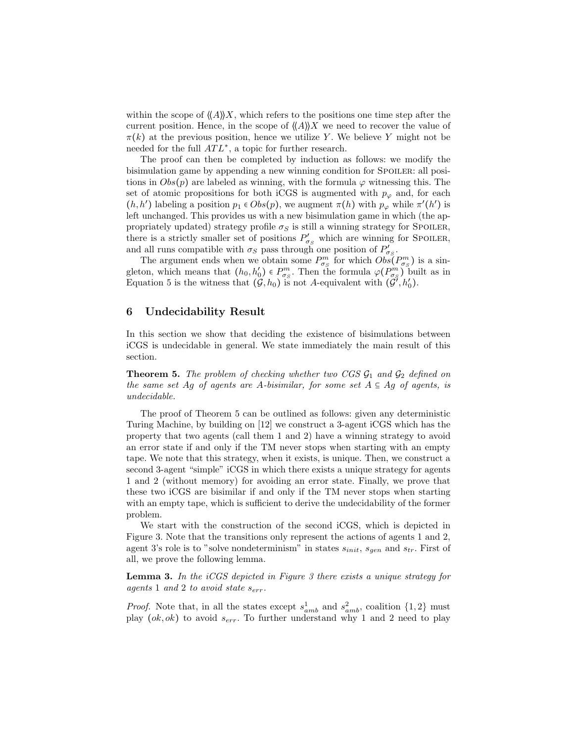within the scope of $\langle\langle A \rangle\rangle X$, which refers to the positions one time step after the current position. Hence, in the scope of $\langle\langle A \rangle\rangle X$ we need to recover the value of $\pi(k)$ at the previous position, hence we utilize $Y$. We believe $Y$ might not be needed for the full $ATL^*$, a topic for further research.

The proof can then be completed by induction as follows: we modify the bisimulation game by appending a new winning condition for Spoiler: all positions in $Obs(p)$ are labeled as winning, with the formula $\varphi$ witnessing this. The set of atomic propositions for both iCGS is augmented with $p_\varphi$ and, for each $(h, h')$ labeling a position $p_1 \in Obs(p)$, we augment $\pi(h)$ with $p_\varphi$ while $\pi'(h')$ is left unchanged. This provides us with a new bisimulation game in which (the appropriately updated) strategy profile $\sigma_S$ is still a winning strategy for Spoiler, there is a strictly smaller set of positions $P'_{\sigma_S}$ which are winning for Spoiler, and all runs compatible with $\sigma_S$ pass through one position of $P'_{\sigma_S}$.

The argument ends when we obtain some $P^m_{\sigma_S}$ for which $Obs(P^m_{\sigma_S})$ is a singleton, which means that $(h_0, h'_0) \in P^m_{\sigma_S}$. Then the formula $\varphi(P^m_{\sigma_S})$ built as in Equation 5 is the witness that $(\mathcal{G}, h_0)$ is not $A$-equivalent with $(\mathcal{G}', h'_0)$.

## 6 Undecidability Result

In this section we show that deciding the existence of bisimulations between iCGS is undecidable in general. We state immediately the main result of this section.

**Theorem 5.** *The problem of checking whether two CGS $\mathcal{G}_1$ and $\mathcal{G}_2$ defined on the same set $Ag$ of agents are $A$-bisimilar, for some set $A \subseteq Ag$ of agents, is undecidable.*

The proof of Theorem 5 can be outlined as follows: given any deterministic Turing Machine, by building on [12] we construct a 3-agent iCGS which has the property that two agents (call them 1 and 2) have a winning strategy to avoid an error state if and only if the TM never stops when starting with an empty tape. We note that this strategy, when it exists, is unique. Then, we construct a second 3-agent "simple" iCGS in which there exists a unique strategy for agents 1 and 2 (without memory) for avoiding an error state. Finally, we prove that these two iCGS are bisimilar if and only if the TM never stops when starting with an empty tape, which is sufficient to derive the undecidability of the former problem.

We start with the construction of the second iCGS, which is depicted in Figure 3. Note that the transitions only represent the actions of agents 1 and 2, agent 3's role is to "solve nondeterminism" in states $s_{init}$, $s_{gen}$ and $s_{tr}$. First of all, we prove the following lemma.

**Lemma 3.** *In the iCGS depicted in Figure 3 there exists a unique strategy for agents 1 and 2 to avoid state $s_{err}$.*

*Proof.* Note that, in all the states except $s^1_{amb}$ and $s^2_{amb}$, coalition $\{1, 2\}$ must play $(ok, ok)$ to avoid $s_{err}$. To further understand why 1 and 2 need to play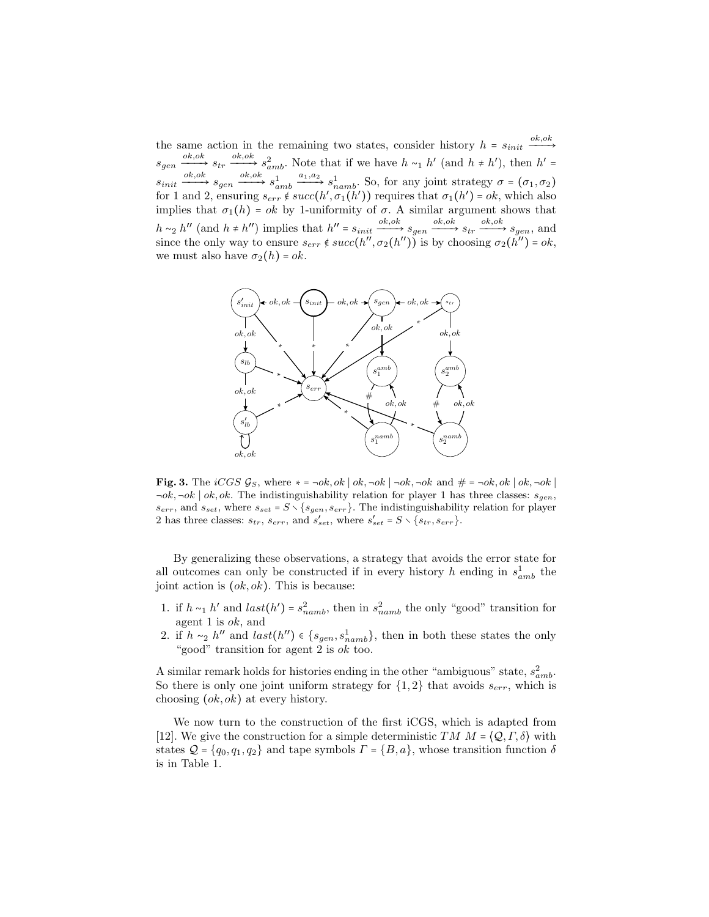the same action in the remaining two states, consider history $h = s_{init} \xrightarrow{ok,ok} s_{gen} \xrightarrow{ok,ok} s_{tr} \xrightarrow{ok,ok} s^2_{amb}$. Note that if we have $h \sim_1 h'$ (and $h \neq h'$), then $h' = s_{init} \xrightarrow{ok,ok} s_{gen} \xrightarrow{ok,ok} s^1_{amb} \xrightarrow{a_1,a_2} s^1_{namb}$. So, for any joint strategy $\sigma = (\sigma_1, \sigma_2)$ for 1 and 2, ensuring $s_{err} \notin succ(h', \sigma_1(h'))$ requires that $\sigma_1(h') = ok$, which also implies that $\sigma_1(h) = ok$ by 1-uniformity of $\sigma$. A similar argument shows that $h \sim_2 h''$ (and $h \neq h''$) implies that $h'' = s_{init} \xrightarrow{ok,ok} s_{gen} \xrightarrow{ok,ok} s_{tr} \xrightarrow{ok,ok} s_{gen}$, and since the only way to ensure $s_{err} \notin succ(h'', \sigma_2(h''))$ is by choosing $\sigma_2(h'') = ok$, we must also have $\sigma_2(h) = ok$.

**Fig. 3.** The *iCGS* $\mathcal{G}_S$, where $* = \neg ok, ok \mid ok, \neg ok \mid \neg ok, \neg ok$ and $\# = \neg ok, ok \mid ok, \neg ok \mid \neg ok, \neg ok \mid ok, ok$. The indistinguishability relation for player 1 has three classes: $s_{gen}$, $s_{err}$, and $s_{set}$, where $s_{set} = S \setminus \{s_{gen}, s_{err}\}$. The indistinguishability relation for player 2 has three classes: $s_{tr}$, $s_{err}$, and $s'_{set}$, where $s'_{set} = S \setminus \{s_{tr}, s_{err}\}$.

By generalizing these observations, a strategy that avoids the error state for all outcomes can only be constructed if in every history $h$ ending in $s^1_{amb}$ the joint action is $(ok, ok)$. This is because:

1. if $h \sim_1 h'$ and $last(h') = s^2_{namb}$, then in $s^2_{namb}$ the only "good" transition for agent 1 is $ok$, and
2. if $h \sim_2 h''$ and $last(h'') \in \{s_{gen}, s^1_{namb}\}$, then in both these states the only "good" transition for agent 2 is $ok$ too.

A similar remark holds for histories ending in the other "ambiguous" state, $s^2_{amb}$. So there is only one joint uniform strategy for $\{1,2\}$ that avoids $s_{err}$, which is choosing $(ok, ok)$ at every history.

We now turn to the construction of the first iCGS, which is adapted from [12]. We give the construction for a simple deterministic $TM$ $M = \langle \mathcal{Q}, \Gamma, \delta \rangle$ with states $\mathcal{Q} = \{q_0, q_1, q_2\}$ and tape symbols $\Gamma = \{B, a\}$, whose transition function $\delta$ is in Table 1.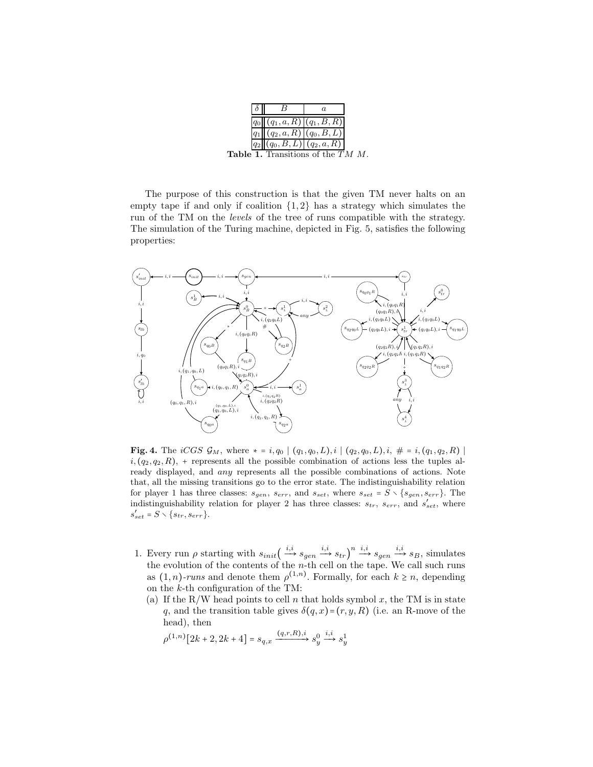| $\delta$ | $B$ | $a$ |
|---|---|---|
| $q_0$ | $(q_1, a, R)$ | $(q_1, B, R)$ |
| $q_1$ | $(q_2, a, R)$ | $(q_0, B, L)$ |
| $q_2$ | $(q_0, B, L)$ | $(q_2, a, R)$ |

**Table 1.** Transitions of the $TM$ $M$.

The purpose of this construction is that the given TM never halts on an empty tape if and only if coalition $\{1, 2\}$ has a strategy which simulates the run of the TM on the *levels* of the tree of runs compatible with the strategy. The simulation of the Turing machine, depicted in Fig. 5, satisfies the following properties:

**Fig. 4.** The *iCGS* $\mathcal{G}_M$, where $* = i, q_0 \mid (q_1, q_0, L), i \mid (q_2, q_0, L), i$, $\# = i, (q_1, q_2, R) \mid i, (q_2, q_2, R)$, $+$ represents all the possible combination of actions less the tuples already displayed, and *any* represents all the possible combinations of actions. Note that, all the missing transitions go to the error state. The indistinguishability relation for player 1 has three classes: $s_{gen}$, $s_{err}$, and $s_{set}$, where $s_{set} = S \setminus \{s_{gen}, s_{err}\}$. The indistinguishability relation for player 2 has three classes: $s_{tr}$, $s_{err}$, and $s'_{set}$, where $s'_{set} = S \setminus \{s_{tr}, s_{err}\}$.

1. Every run $\rho$ starting with $s_{init}\big(\xrightarrow{i,i} s_{gen} \xrightarrow{i,i} s_{tr}\big)^n \xrightarrow{i,i} s_{gen} \xrightarrow{i,i} s_B$, simulates the evolution of the contents of the $n$-th cell on the tape. We call such runs as $(1, n)$-*runs* and denote them $\rho^{(1,n)}$. Formally, for each $k \geq n$, depending on the $k$-th configuration of the TM:
   (a) If the R/W head points to cell $n$ that holds symbol $x$, the TM is in state $q$, and the transition table gives $\delta(q, x) = (r, y, R)$ (i.e. an R-move of the head), then

   $\rho^{(1,n)}[2k + 2, 2k + 4] = s_{q,x} \xrightarrow{(q,r,R),i} s^0_y \xrightarrow{i,i} s^1_y$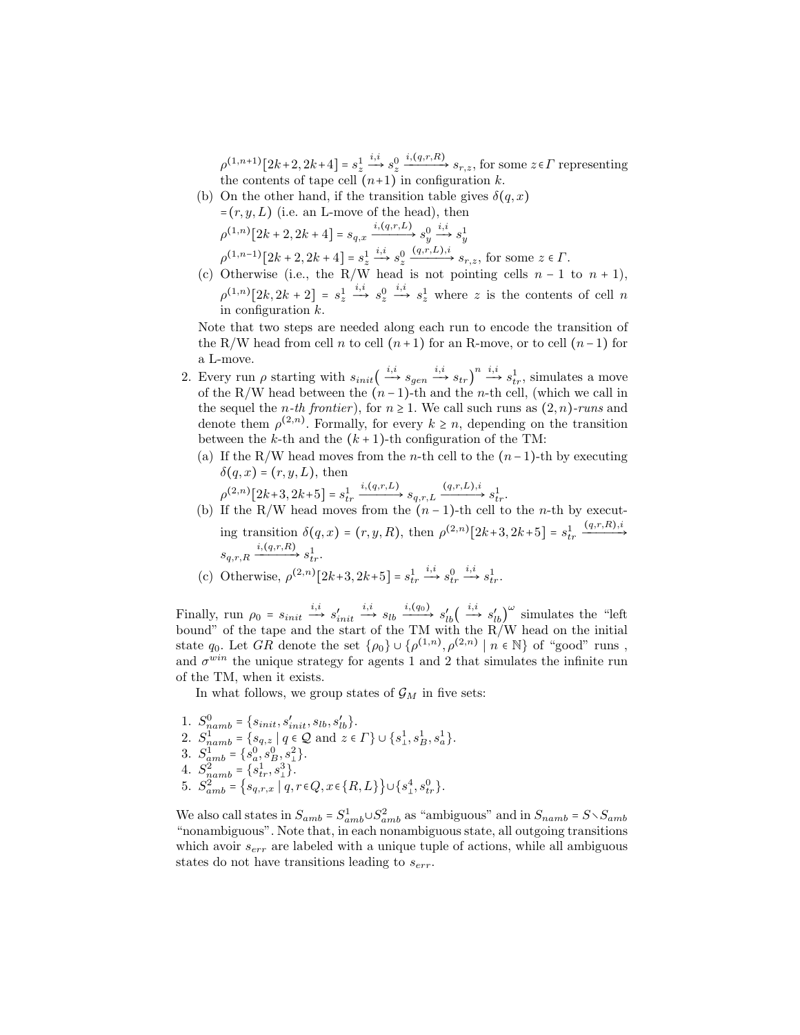$\rho^{(1,n+1)}[2k+2, 2k+4] = s^1_z \xrightarrow{i,i} s^0_z \xrightarrow{i,(q,r,R)} s_{r,z}$, for some $z \in \Gamma$ representing the contents of tape cell $(n+1)$ in configuration $k$.

(b) On the other hand, if the transition table gives $\delta(q,x) = (r,y,L)$ (i.e. an L-move of the head), then
$\rho^{(1,n)}[2k+2, 2k+4] = s_{q,x} \xrightarrow{i,(q,r,L)} s^0_y \xrightarrow{i,i} s^1_y$
$\rho^{(1,n-1)}[2k+2, 2k+4] = s^1_z \xrightarrow{i,i} s^0_z \xrightarrow{(q,r,L),i} s_{r,z}$, for some $z \in \Gamma$.

(c) Otherwise (i.e., the R/W head is not pointing cells $n-1$ to $n+1$), $\rho^{(1,n)}[2k, 2k+2] = s^1_z \xrightarrow{i,i} s^0_z \xrightarrow{i,i} s^1_z$ where $z$ is the contents of cell $n$ in configuration $k$.

Note that two steps are needed along each run to encode the transition of the R/W head from cell $n$ to cell $(n+1)$ for an R-move, or to cell $(n-1)$ for a L-move.

2. Every run $\rho$ starting with $s_{init}\big(\xrightarrow{i,i} s_{gen} \xrightarrow{i,i} s_{tr}\big)^n \xrightarrow{i,i} s^1_{tr}$, simulates a move of the R/W head between the $(n-1)$-th and the $n$-th cell, (which we call in the sequel the *n-th frontier*), for $n \geq 1$. We call such runs as *(2, n)-runs* and denote them $\rho^{(2,n)}$. Formally, for every $k \geq n$, depending on the transition between the $k$-th and the $(k+1)$-th configuration of the TM:
   (a) If the R/W head moves from the $n$-th cell to the $(n-1)$-th by executing $\delta(q,x) = (r,y,L)$, then
   $\rho^{(2,n)}[2k+3, 2k+5] = s^1_{tr} \xrightarrow{i,(q,r,L)} s_{q,r,L} \xrightarrow{(q,r,L),i} s^1_{tr}$.
   (b) If the R/W head moves from the $(n-1)$-th cell to the $n$-th by executing transition $\delta(q,x) = (r,y,R)$, then $\rho^{(2,n)}[2k+3, 2k+5] = s^1_{tr} \xrightarrow{(q,r,R),i} s_{q,r,R} \xrightarrow{i,(q,r,R)} s^1_{tr}$.
   (c) Otherwise, $\rho^{(2,n)}[2k+3, 2k+5] = s^1_{tr} \xrightarrow{i,i} s^0_{tr} \xrightarrow{i,i} s^1_{tr}$.

Finally, run $\rho_0 = s_{init} \xrightarrow{i,i} s'_{init} \xrightarrow{i,i} s_{lb} \xrightarrow{i,(q_0)} s'_{lb}\big(\xrightarrow{i,i} s'_{lb}\big)^\omega$ simulates the "left bound" of the tape and the start of the TM with the R/W head on the initial state $q_0$. Let $GR$ denote the set $\{\rho_0\} \cup \{\rho^{(1,n)}, \rho^{(2,n)} \mid n \in \mathbb{N}\}$ of "good" runs , and $\sigma^{win}$ the unique strategy for agents 1 and 2 that simulates the infinite run of the TM, when it exists.

In what follows, we group states of $\mathcal{G}_M$ in five sets:

1. $S^0_{namb} = \{s_{init}, s'_{init}, s_{lb}, s'_{lb}\}$.
2. $S^1_{namb} = \{s_{q,z} \mid q \in \mathcal{Q} \text{ and } z \in \Gamma\} \cup \{s^1_\perp, s^1_B, s^1_a\}$.
3. $S^1_{amb} = \{s^0_a, s^0_B, s^2_\perp\}$.
4. $S^2_{namb} = \{s^1_{tr}, s^3_\perp\}$.
5. $S^2_{amb} = \{s_{q,r,x} \mid q, r \in Q, x \in \{R, L\}\} \cup \{s^4_\perp, s^0_{tr}\}$.

We also call states in $S_{amb} = S^1_{amb} \cup S^2_{amb}$ as "ambiguous" and in $S_{namb} = S \setminus S_{amb}$ "nonambiguous". Note that, in each nonambiguous state, all outgoing transitions which avoir $s_{err}$ are labeled with a unique tuple of actions, while all ambiguous states do not have transitions leading to $s_{err}$.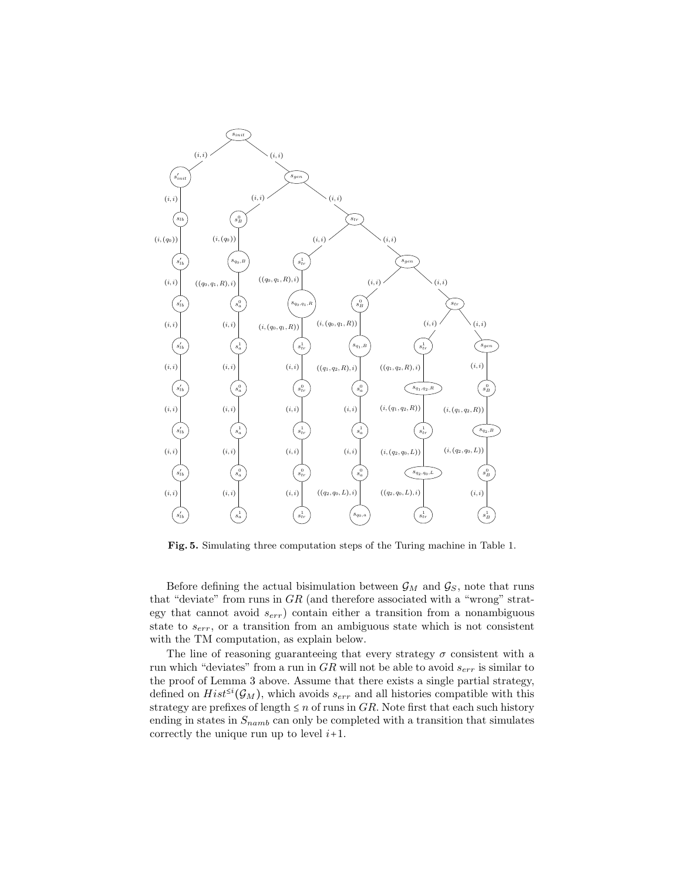**Fig. 5.** Simulating three computation steps of the Turing machine in Table 1.

Before defining the actual bisimulation between $\mathcal{G}_M$ and $\mathcal{G}_S$, note that runs that "deviate" from runs in $GR$ (and therefore associated with a "wrong" strategy that cannot avoid $s_{err}$) contain either a transition from a nonambiguous state to $s_{err}$, or a transition from an ambiguous state which is not consistent with the TM computation, as explain below.

The line of reasoning guaranteeing that every strategy $\sigma$ consistent with a run which "deviates" from a run in $GR$ will not be able to avoid $s_{err}$ is similar to the proof of Lemma 3 above. Assume that there exists a single partial strategy, defined on $Hist^{\leq i}(\mathcal{G}_M)$, which avoids $s_{err}$ and all histories compatible with this strategy are prefixes of length $\leq n$ of runs in $GR$. Note first that each such history ending in states in $S_{namb}$ can only be completed with a transition that simulates correctly the unique run up to level $i+1$.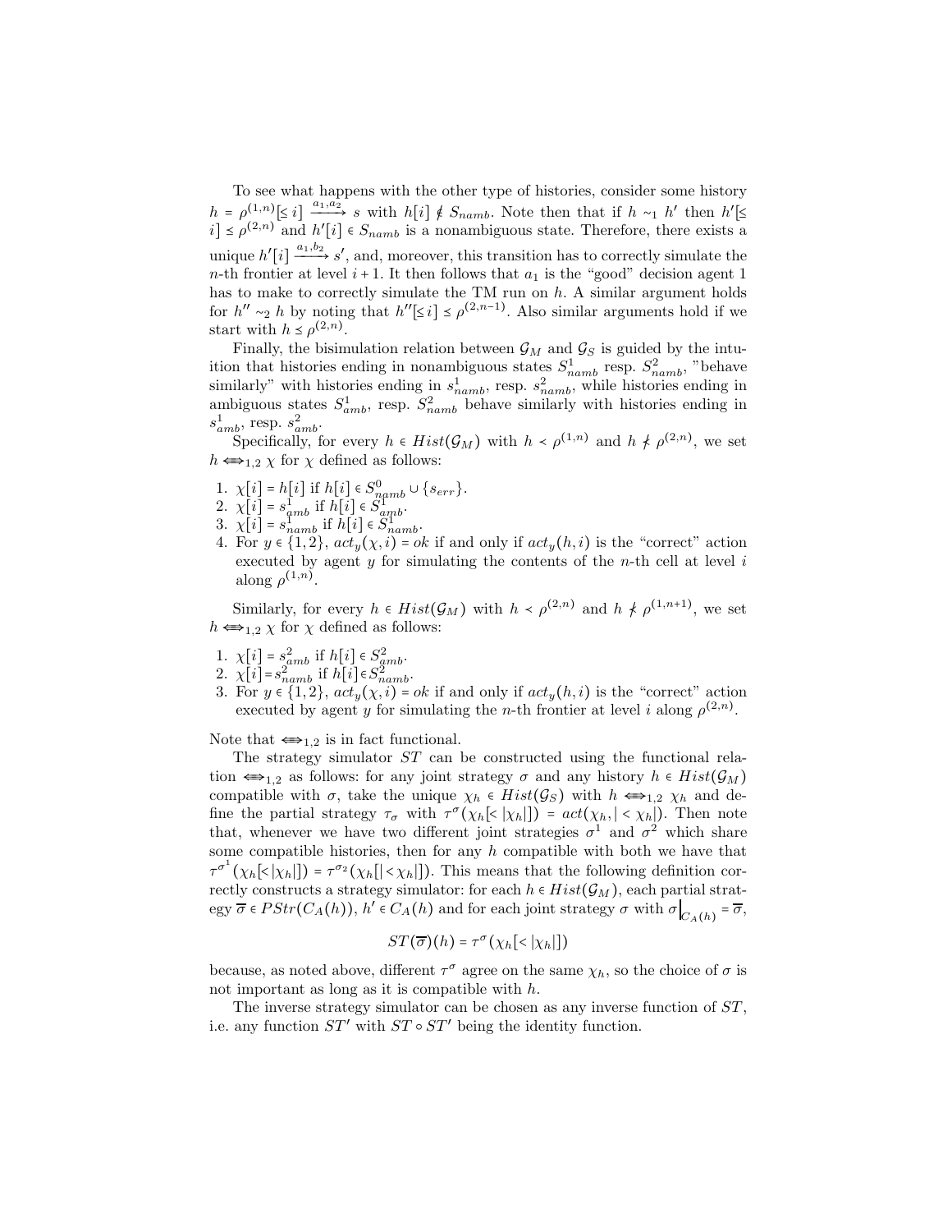To see what happens with the other type of histories, consider some history $h = \rho^{(1,n)}[\leq i] \xrightarrow{a_1,a_2} s$ with $h[i] \notin S_{namb}$. Note then that if $h \sim_1 h'$ then $h'[\leq i] \leq \rho^{(2,n)}$ and $h'[i] \in S_{namb}$ is a nonambiguous state. Therefore, there exists a unique $h'[i] \xrightarrow{a_1,b_2} s'$, and, moreover, this transition has to correctly simulate the $n$-th frontier at level $i+1$. It then follows that $a_1$ is the "good" decision agent 1 has to make to correctly simulate the TM run on $h$. A similar argument holds for $h'' \sim_2 h$ by noting that $h''[\leq i] \leq \rho^{(2,n-1)}$. Also similar arguments hold if we start with $h \leq \rho^{(2,n)}$.

Finally, the bisimulation relation between $\mathcal{G}_M$ and $\mathcal{G}_S$ is guided by the intuition that histories ending in nonambiguous states $S^1_{namb}$ resp. $S^2_{namb}$, "behave similarly" with histories ending in $s^1_{namb}$, resp. $s^2_{namb}$, while histories ending in ambiguous states $S^1_{amb}$, resp. $S^2_{namb}$ behave similarly with histories ending in $s^1_{amb}$, resp. $s^2_{amb}$.

Specifically, for every $h \in Hist(\mathcal{G}_M)$ with $h \prec \rho^{(1,n)}$ and $h \nprec \rho^{(2,n)}$, we set $h \Longleftrightarrow_{1,2} \chi$ for $\chi$ defined as follows:

1. $\chi[i] = h[i]$ if $h[i] \in S^0_{namb} \cup \{s_{err}\}$.
2. $\chi[i] = s^1_{amb}$ if $h[i] \in S^1_{amb}$.
3. $\chi[i] = s^1_{namb}$ if $h[i] \in S^1_{namb}$.
4. For $y \in \{1,2\}$, $act_y(\chi, i) = ok$ if and only if $act_y(h,i)$ is the "correct" action executed by agent $y$ for simulating the contents of the $n$-th cell at level $i$ along $\rho^{(1,n)}$.

Similarly, for every $h \in Hist(\mathcal{G}_M)$ with $h \prec \rho^{(2,n)}$ and $h \nprec \rho^{(1,n+1)}$, we set $h \Longleftrightarrow_{1,2} \chi$ for $\chi$ defined as follows:

1. $\chi[i] = s^2_{amb}$ if $h[i] \in S^2_{amb}$.
2. $\chi[i] = s^2_{namb}$ if $h[i] \in S^2_{namb}$.
3. For $y \in \{1,2\}$, $act_y(\chi, i) = ok$ if and only if $act_y(h,i)$ is the "correct" action executed by agent $y$ for simulating the $n$-th frontier at level $i$ along $\rho^{(2,n)}$.

Note that $\Longleftrightarrow_{1,2}$ is in fact functional.

The strategy simulator $ST$ can be constructed using the functional relation $\Longleftrightarrow_{1,2}$ as follows: for any joint strategy $\sigma$ and any history $h \in Hist(\mathcal{G}_M)$ compatible with $\sigma$, take the unique $\chi_h \in Hist(\mathcal{G}_S)$ with $h \Longleftrightarrow_{1,2} \chi_h$ and define the partial strategy $\tau_\sigma$ with $\tau^\sigma(\chi_h[<|\chi_h|]) = act(\chi_h, |<\chi_h|)$. Then note that, whenever we have two different joint strategies $\sigma^1$ and $\sigma^2$ which share some compatible histories, then for any $h$ compatible with both we have that $\tau^{\sigma^1}(\chi_h[<|\chi_h|]) = \tau^{\sigma_2}(\chi_h[|<\chi_h|])$. This means that the following definition correctly constructs a strategy simulator: for each $h \in Hist(\mathcal{G}_M)$, each partial strategy $\overline{\sigma} \in PStr(C_A(h))$, $h' \in C_A(h)$ and for each joint strategy $\sigma$ with $\sigma\big|_{C_A(h)} = \overline{\sigma}$,

$$ST(\overline{\sigma})(h) = \tau^\sigma(\chi_h[<|\chi_h|])$$

because, as noted above, different $\tau^\sigma$ agree on the same $\chi_h$, so the choice of $\sigma$ is not important as long as it is compatible with $h$.

The inverse strategy simulator can be chosen as any inverse function of $ST$, i.e. any function $ST'$ with $ST \circ ST'$ being the identity function.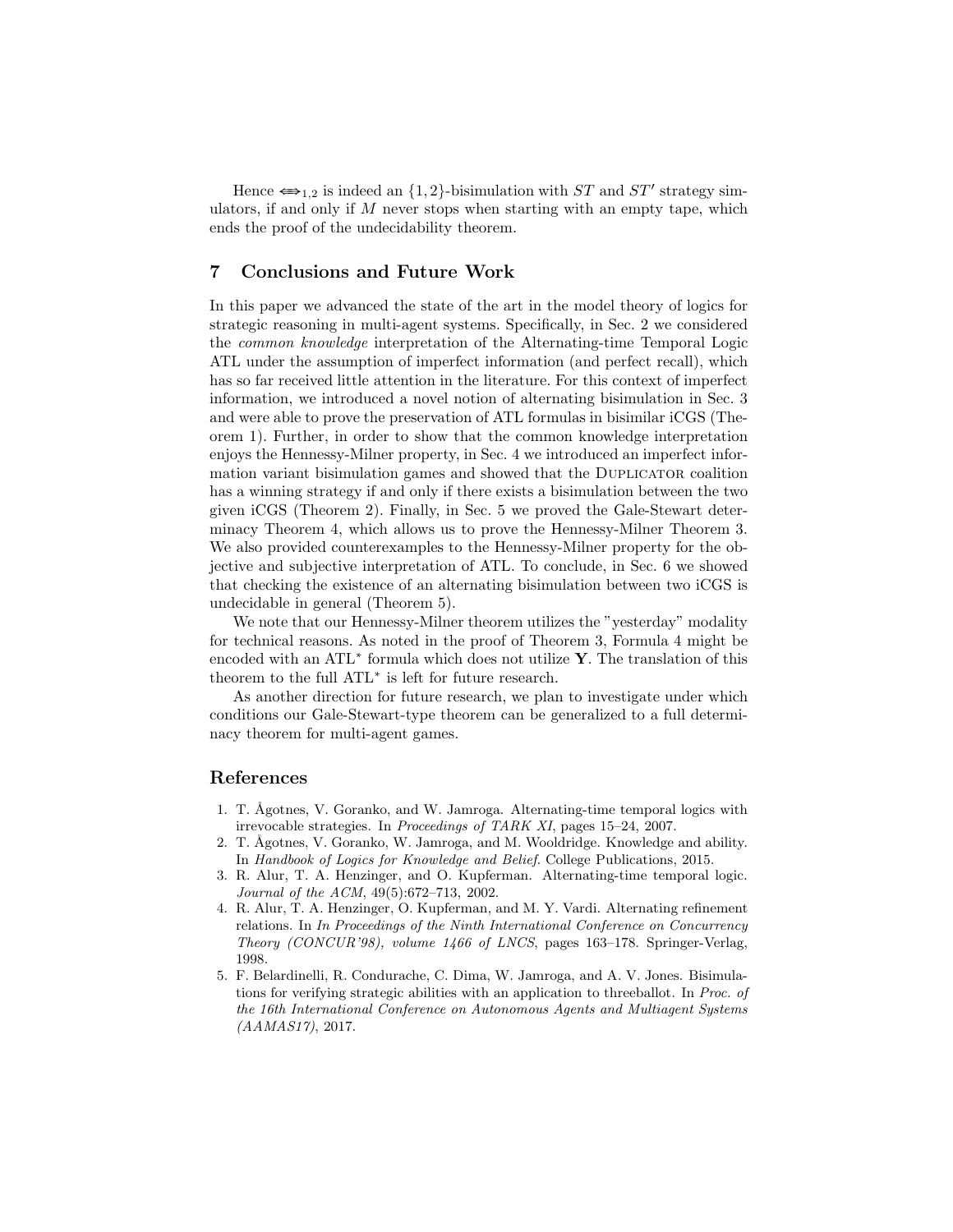Hence $\Longleftrightarrow_{1,2}$ is indeed an $\{1,2\}$-bisimulation with $ST$ and $ST'$ strategy simulators, if and only if $M$ never stops when starting with an empty tape, which ends the proof of the undecidability theorem.

## 7 Conclusions and Future Work

In this paper we advanced the state of the art in the model theory of logics for strategic reasoning in multi-agent systems. Specifically, in Sec. 2 we considered the *common knowledge* interpretation of the Alternating-time Temporal Logic ATL under the assumption of imperfect information (and perfect recall), which has so far received little attention in the literature. For this context of imperfect information, we introduced a novel notion of alternating bisimulation in Sec. 3 and were able to prove the preservation of ATL formulas in bisimilar iCGS (Theorem 1). Further, in order to show that the common knowledge interpretation enjoys the Hennessy-Milner property, in Sec. 4 we introduced an imperfect information variant bisimulation games and showed that the Duplicator coalition has a winning strategy if and only if there exists a bisimulation between the two given iCGS (Theorem 2). Finally, in Sec. 5 we proved the Gale-Stewart determinacy Theorem 4, which allows us to prove the Hennessy-Milner Theorem 3. We also provided counterexamples to the Hennessy-Milner property for the objective and subjective interpretation of ATL. To conclude, in Sec. 6 we showed that checking the existence of an alternating bisimulation between two iCGS is undecidable in general (Theorem 5).

We note that our Hennessy-Milner theorem utilizes the "yesterday" modality for technical reasons. As noted in the proof of Theorem 3, Formula 4 might be encoded with an ATL$^*$ formula which does not utilize $\mathbf{Y}$. The translation of this theorem to the full ATL$^*$ is left for future research.

As another direction for future research, we plan to investigate under which conditions our Gale-Stewart-type theorem can be generalized to a full determinacy theorem for multi-agent games.

## References

1. T. Ågotnes, V. Goranko, and W. Jamroga. Alternating-time temporal logics with irrevocable strategies. In *Proceedings of TARK XI*, pages 15–24, 2007.
2. T. Ågotnes, V. Goranko, W. Jamroga, and M. Wooldridge. Knowledge and ability. In *Handbook of Logics for Knowledge and Belief*. College Publications, 2015.
3. R. Alur, T. A. Henzinger, and O. Kupferman. Alternating-time temporal logic. *Journal of the ACM*, 49(5):672–713, 2002.
4. R. Alur, T. A. Henzinger, O. Kupferman, and M. Y. Vardi. Alternating refinement relations. In *In Proceedings of the Ninth International Conference on Concurrency Theory (CONCUR'98), volume 1466 of LNCS*, pages 163–178. Springer-Verlag, 1998.
5. F. Belardinelli, R. Condurache, C. Dima, W. Jamroga, and A. V. Jones. Bisimulations for verifying strategic abilities with an application to threeballot. In *Proc. of the 16th International Conference on Autonomous Agents and Multiagent Systems (AAMAS17)*, 2017.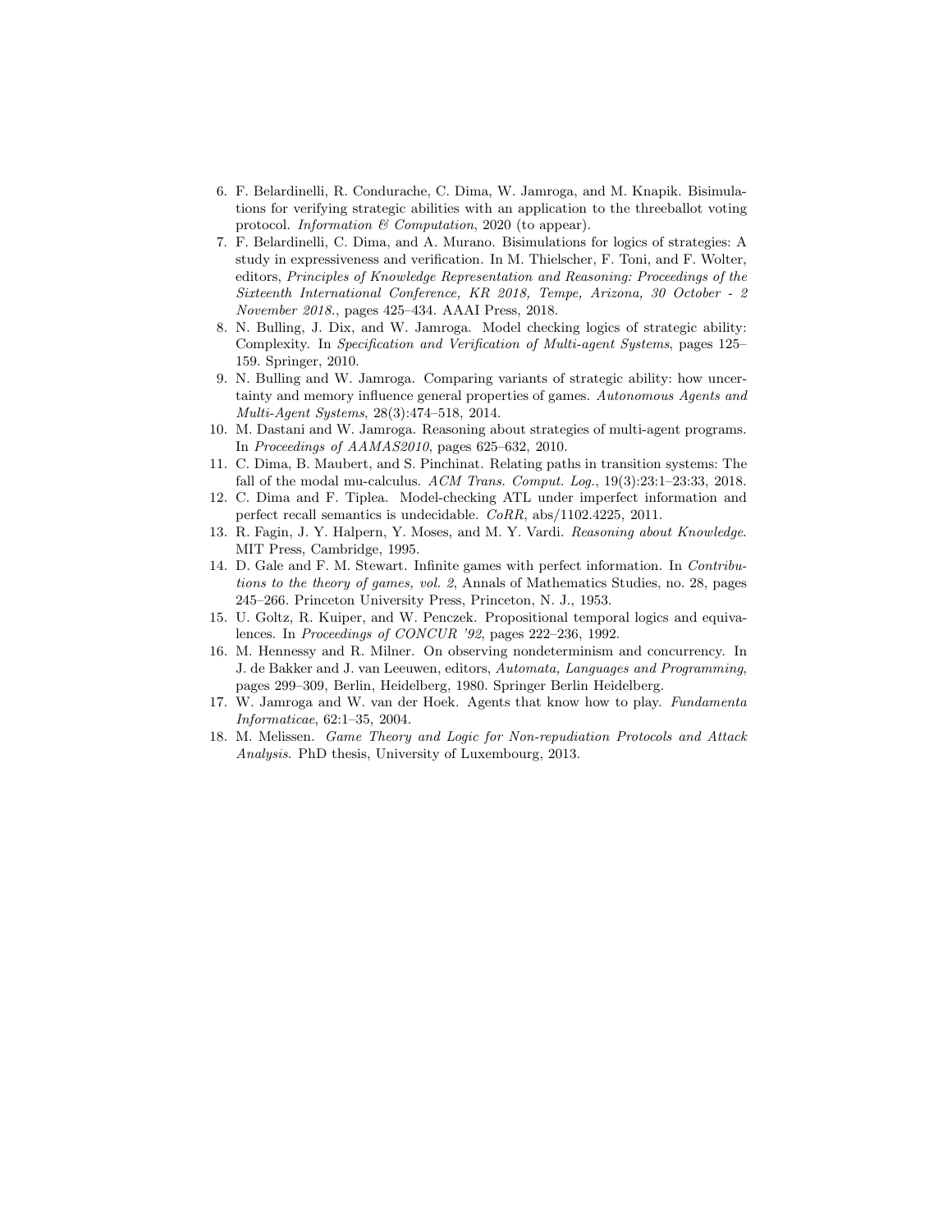6. F. Belardinelli, R. Condurache, C. Dima, W. Jamroga, and M. Knapik. Bisimulations for verifying strategic abilities with an application to the threeballot voting protocol. *Information & Computation*, 2020 (to appear).
7. F. Belardinelli, C. Dima, and A. Murano. Bisimulations for logics of strategies: A study in expressiveness and verification. In M. Thielscher, F. Toni, and F. Wolter, editors, *Principles of Knowledge Representation and Reasoning: Proceedings of the Sixteenth International Conference, KR 2018, Tempe, Arizona, 30 October - 2 November 2018.*, pages 425–434. AAAI Press, 2018.
8. N. Bulling, J. Dix, and W. Jamroga. Model checking logics of strategic ability: Complexity. In *Specification and Verification of Multi-agent Systems*, pages 125–159. Springer, 2010.
9. N. Bulling and W. Jamroga. Comparing variants of strategic ability: how uncertainty and memory influence general properties of games. *Autonomous Agents and Multi-Agent Systems*, 28(3):474–518, 2014.
10. M. Dastani and W. Jamroga. Reasoning about strategies of multi-agent programs. In *Proceedings of AAMAS2010*, pages 625–632, 2010.
11. C. Dima, B. Maubert, and S. Pinchinat. Relating paths in transition systems: The fall of the modal mu-calculus. *ACM Trans. Comput. Log.*, 19(3):23:1–23:33, 2018.
12. C. Dima and F. Tiplea. Model-checking ATL under imperfect information and perfect recall semantics is undecidable. *CoRR*, abs/1102.4225, 2011.
13. R. Fagin, J. Y. Halpern, Y. Moses, and M. Y. Vardi. *Reasoning about Knowledge*. MIT Press, Cambridge, 1995.
14. D. Gale and F. M. Stewart. Infinite games with perfect information. In *Contributions to the theory of games, vol. 2*, Annals of Mathematics Studies, no. 28, pages 245–266. Princeton University Press, Princeton, N. J., 1953.
15. U. Goltz, R. Kuiper, and W. Penczek. Propositional temporal logics and equivalences. In *Proceedings of CONCUR '92*, pages 222–236, 1992.
16. M. Hennessy and R. Milner. On observing nondeterminism and concurrency. In J. de Bakker and J. van Leeuwen, editors, *Automata, Languages and Programming*, pages 299–309, Berlin, Heidelberg, 1980. Springer Berlin Heidelberg.
17. W. Jamroga and W. van der Hoek. Agents that know how to play. *Fundamenta Informaticae*, 62:1–35, 2004.
18. M. Melissen. *Game Theory and Logic for Non-repudiation Protocols and Attack Analysis*. PhD thesis, University of Luxembourg, 2013.